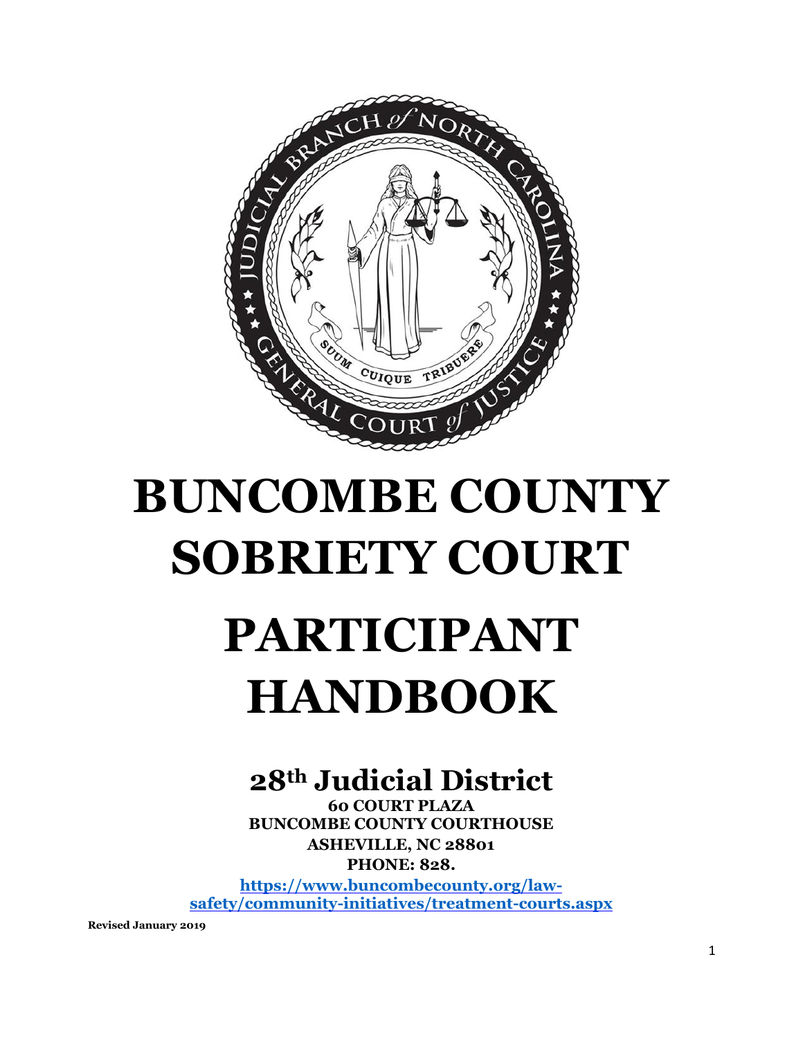# BUNCOMBE COUNTY SOBRIETY COURT

# PARTICIPANT HANDBOOK

## 28th Judicial District

**60 COURT PLAZA**
**BUNCOMBE COUNTY COURTHOUSE**
**ASHEVILLE, NC 28801**
**PHONE: 828.**

**https://www.buncombecounty.org/law-safety/community-initiatives/treatment-courts.aspx**

**Revised January 2019**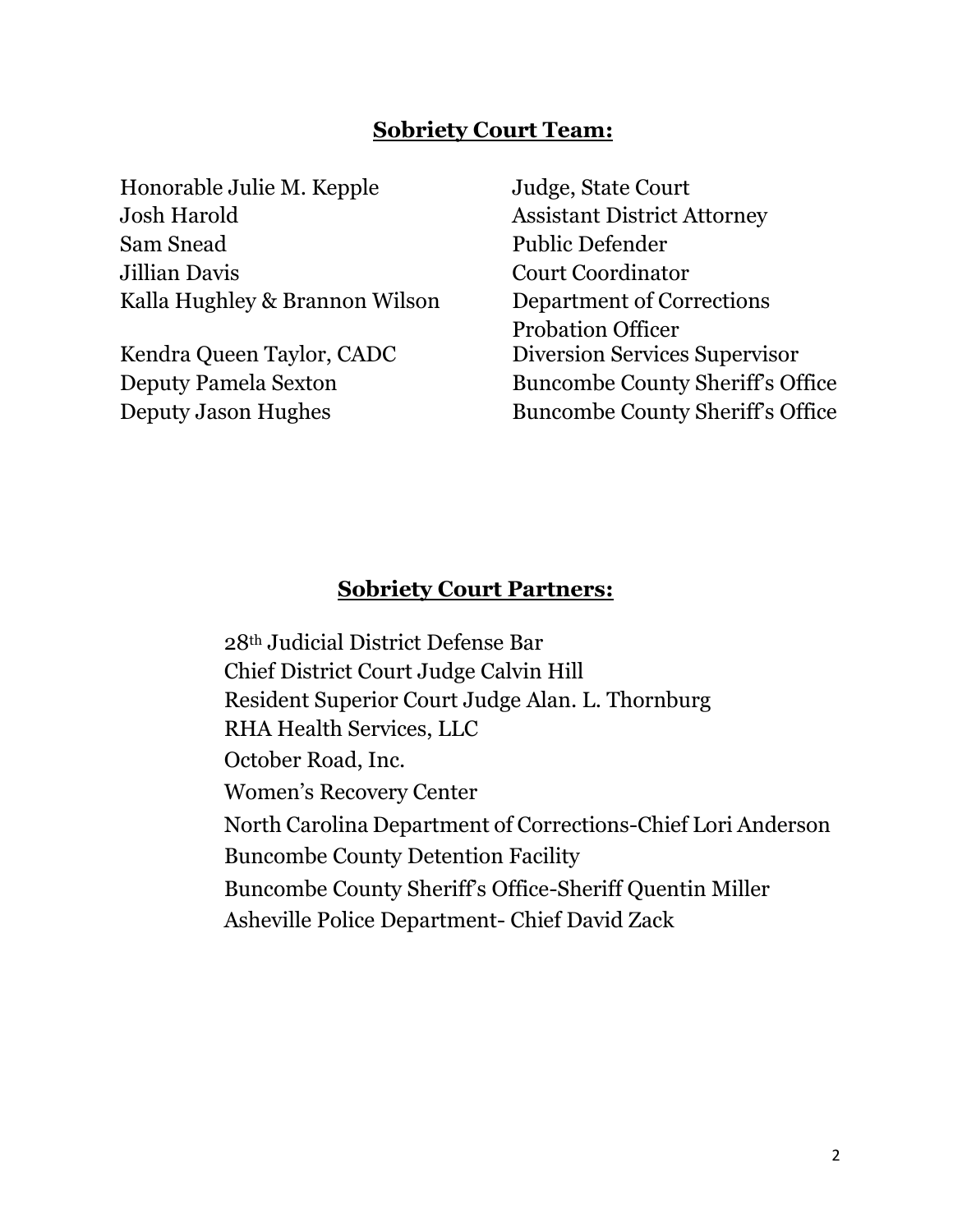## **Sobriety Court Team:**

| | |
|---|---|
| Honorable Julie M. Kepple | Judge, State Court |
| Josh Harold | Assistant District Attorney |
| Sam Snead | Public Defender |
| Jillian Davis | Court Coordinator |
| Kalla Hughley & Brannon Wilson | Department of Corrections Probation Officer |
| Kendra Queen Taylor, CADC | Diversion Services Supervisor |
| Deputy Pamela Sexton | Buncombe County Sheriff's Office |
| Deputy Jason Hughes | Buncombe County Sheriff's Office |

## **Sobriety Court Partners:**

28th Judicial District Defense Bar
Chief District Court Judge Calvin Hill
Resident Superior Court Judge Alan. L. Thornburg
RHA Health Services, LLC
October Road, Inc.
Women's Recovery Center
North Carolina Department of Corrections-Chief Lori Anderson
Buncombe County Detention Facility
Buncombe County Sheriff's Office-Sheriff Quentin Miller
Asheville Police Department- Chief David Zack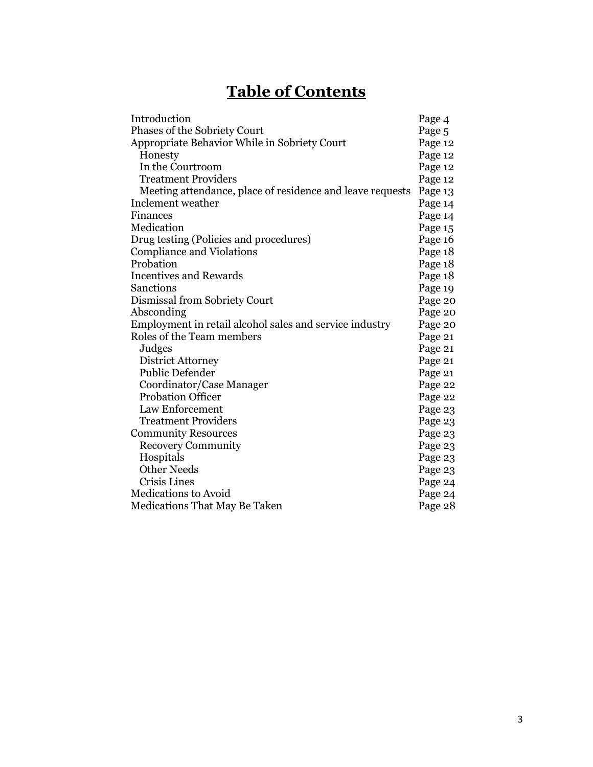# Table of Contents

| | |
|---|---|
| Introduction | Page 4 |
| Phases of the Sobriety Court | Page 5 |
| Appropriate Behavior While in Sobriety Court | Page 12 |
| Honesty | Page 12 |
| In the Courtroom | Page 12 |
| Treatment Providers | Page 12 |
| Meeting attendance, place of residence and leave requests | Page 13 |
| Inclement weather | Page 14 |
| Finances | Page 14 |
| Medication | Page 15 |
| Drug testing (Policies and procedures) | Page 16 |
| Compliance and Violations | Page 18 |
| Probation | Page 18 |
| Incentives and Rewards | Page 18 |
| Sanctions | Page 19 |
| Dismissal from Sobriety Court | Page 20 |
| Absconding | Page 20 |
| Employment in retail alcohol sales and service industry | Page 20 |
| Roles of the Team members | Page 21 |
| Judges | Page 21 |
| District Attorney | Page 21 |
| Public Defender | Page 21 |
| Coordinator/Case Manager | Page 22 |
| Probation Officer | Page 22 |
| Law Enforcement | Page 23 |
| Treatment Providers | Page 23 |
| Community Resources | Page 23 |
| Recovery Community | Page 23 |
| Hospitals | Page 23 |
| Other Needs | Page 23 |
| Crisis Lines | Page 24 |
| Medications to Avoid | Page 24 |
| Medications That May Be Taken | Page 28 |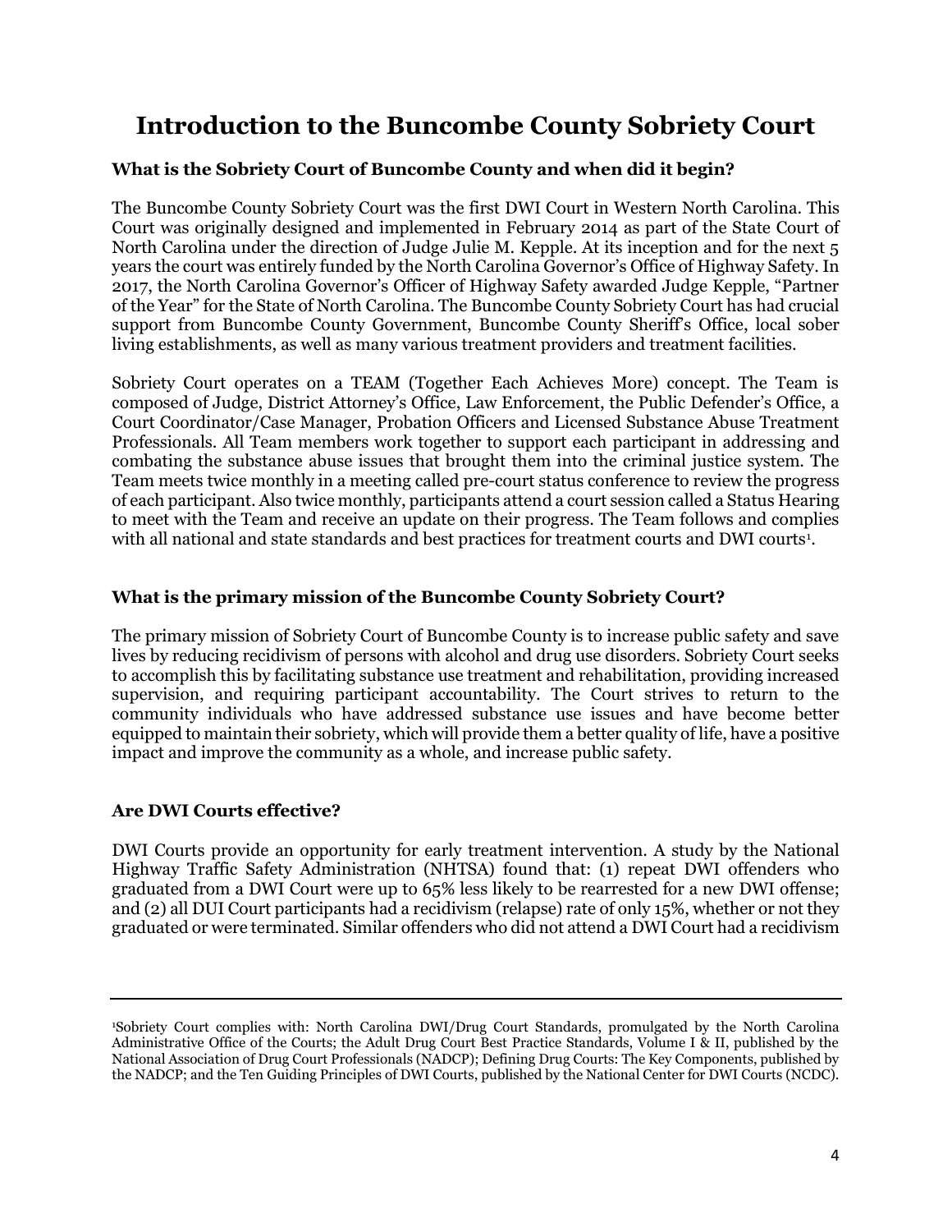# Introduction to the Buncombe County Sobriety Court

### What is the Sobriety Court of Buncombe County and when did it begin?

The Buncombe County Sobriety Court was the first DWI Court in Western North Carolina. This Court was originally designed and implemented in February 2014 as part of the State Court of North Carolina under the direction of Judge Julie M. Kepple. At its inception and for the next 5 years the court was entirely funded by the North Carolina Governor's Office of Highway Safety. In 2017, the North Carolina Governor's Officer of Highway Safety awarded Judge Kepple, "Partner of the Year" for the State of North Carolina. The Buncombe County Sobriety Court has had crucial support from Buncombe County Government, Buncombe County Sheriff's Office, local sober living establishments, as well as many various treatment providers and treatment facilities.

Sobriety Court operates on a TEAM (Together Each Achieves More) concept. The Team is composed of Judge, District Attorney's Office, Law Enforcement, the Public Defender's Office, a Court Coordinator/Case Manager, Probation Officers and Licensed Substance Abuse Treatment Professionals. All Team members work together to support each participant in addressing and combating the substance abuse issues that brought them into the criminal justice system. The Team meets twice monthly in a meeting called pre-court status conference to review the progress of each participant. Also twice monthly, participants attend a court session called a Status Hearing to meet with the Team and receive an update on their progress. The Team follows and complies with all national and state standards and best practices for treatment courts and DWI courts[1].

### What is the primary mission of the Buncombe County Sobriety Court?

The primary mission of Sobriety Court of Buncombe County is to increase public safety and save lives by reducing recidivism of persons with alcohol and drug use disorders. Sobriety Court seeks to accomplish this by facilitating substance use treatment and rehabilitation, providing increased supervision, and requiring participant accountability. The Court strives to return to the community individuals who have addressed substance use issues and have become better equipped to maintain their sobriety, which will provide them a better quality of life, have a positive impact and improve the community as a whole, and increase public safety.

### Are DWI Courts effective?

DWI Courts provide an opportunity for early treatment intervention. A study by the National Highway Traffic Safety Administration (NHTSA) found that: (1) repeat DWI offenders who graduated from a DWI Court were up to 65% less likely to be rearrested for a new DWI offense; and (2) all DUI Court participants had a recidivism (relapse) rate of only 15%, whether or not they graduated or were terminated. Similar offenders who did not attend a DWI Court had a recidivism

---

[1]Sobriety Court complies with: North Carolina DWI/Drug Court Standards, promulgated by the North Carolina Administrative Office of the Courts; the Adult Drug Court Best Practice Standards, Volume I & II, published by the National Association of Drug Court Professionals (NADCP); Defining Drug Courts: The Key Components, published by the NADCP; and the Ten Guiding Principles of DWI Courts, published by the National Center for DWI Courts (NCDC).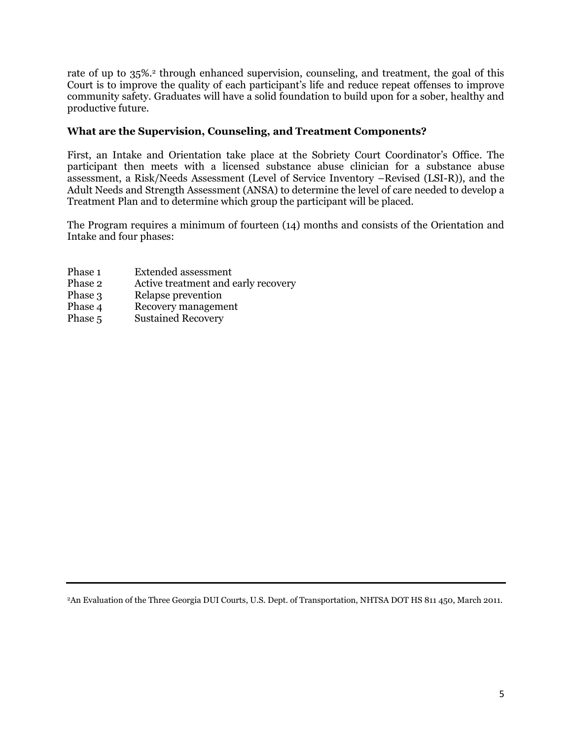rate of up to 35%.[2] through enhanced supervision, counseling, and treatment, the goal of this Court is to improve the quality of each participant's life and reduce repeat offenses to improve community safety. Graduates will have a solid foundation to build upon for a sober, healthy and productive future.

### What are the Supervision, Counseling, and Treatment Components?

First, an Intake and Orientation take place at the Sobriety Court Coordinator's Office. The participant then meets with a licensed substance abuse clinician for a substance abuse assessment, a Risk/Needs Assessment (Level of Service Inventory –Revised (LSI-R)), and the Adult Needs and Strength Assessment (ANSA) to determine the level of care needed to develop a Treatment Plan and to determine which group the participant will be placed.

The Program requires a minimum of fourteen (14) months and consists of the Orientation and Intake and four phases:

- Phase 1 Extended assessment
- Phase 2 Active treatment and early recovery
- Phase 3 Relapse prevention
- Phase 4 Recovery management
- Phase 5 Sustained Recovery

---

[2]An Evaluation of the Three Georgia DUI Courts, U.S. Dept. of Transportation, NHTSA DOT HS 811 450, March 2011.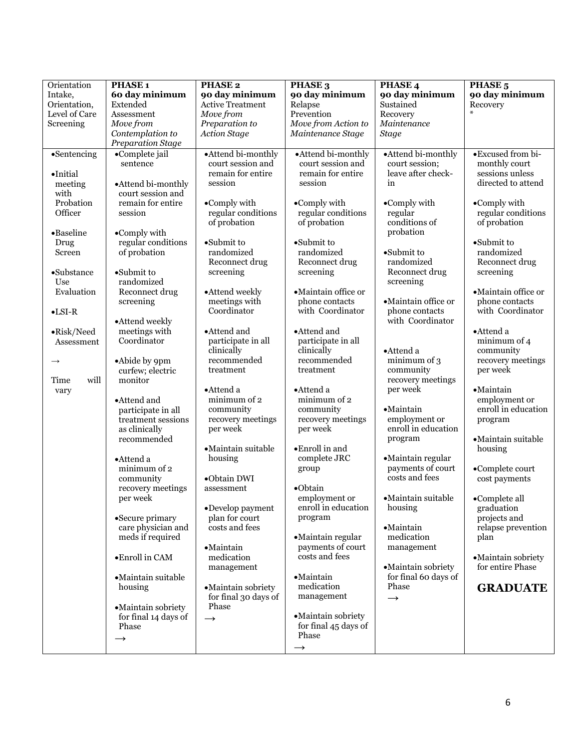| Orientation Intake, Orientation, Level of Care Screening | **PHASE 1** **60 day minimum** Extended Assessment *Move from Contemplation to Preparation Stage* | **PHASE 2** **90 day minimum** Active Treatment *Move from Preparation to Action Stage* | **PHASE 3** **90 day minimum** Relapse Prevention *Move from Action to Maintenance Stage* | **PHASE 4** **90 day minimum** Sustained Recovery *Maintenance Stage* | **PHASE 5** **90 day minimum** Recovery * |
|---|---|---|---|---|---|
| •Sentencing<br><br>•Initial meeting with Probation Officer<br><br>•Baseline Drug Screen<br><br>•Substance Use Evaluation<br><br>•LSI-R<br><br>•Risk/Need Assessment<br><br>→<br><br>Time will vary | •Complete jail sentence<br><br>•Attend bi-monthly court session and remain for entire session<br><br>•Comply with regular conditions of probation<br><br>•Submit to randomized Reconnect drug screening<br><br>•Attend weekly meetings with Coordinator<br><br>•Abide by 9pm curfew; electric monitor<br><br>•Attend and participate in all treatment sessions as clinically recommended<br><br>•Attend a minimum of 2 community recovery meetings per week<br><br>•Secure primary care physician and meds if required<br><br>•Enroll in CAM<br><br>•Maintain suitable housing<br><br>•Maintain sobriety for final 14 days of Phase<br><br>→ | •Attend bi-monthly court session and remain for entire session<br><br>•Comply with regular conditions of probation<br><br>•Submit to randomized Reconnect drug screening<br><br>•Attend weekly meetings with Coordinator<br><br>•Attend and participate in all clinically recommended treatment<br><br>•Attend a minimum of 2 community recovery meetings per week<br><br>•Maintain suitable housing<br><br>•Obtain DWI assessment<br><br>•Develop payment plan for court costs and fees<br><br>•Maintain medication management<br><br>•Maintain sobriety for final 30 days of Phase<br><br>→ | •Attend bi-monthly court session and remain for entire session<br><br>•Comply with regular conditions of probation<br><br>•Submit to randomized Reconnect drug screening<br><br>•Maintain office or phone contacts with Coordinator<br><br>•Attend and participate in all clinically recommended treatment<br><br>•Attend a minimum of 2 community recovery meetings per week<br><br>•Enroll in and complete JRC group<br><br>•Obtain employment or enroll in education program<br><br>•Maintain regular payments of court costs and fees<br><br>•Maintain medication management<br><br>•Maintain sobriety for final 45 days of Phase<br><br>→ | •Attend bi-monthly court session; leave after check-in<br><br>•Comply with regular conditions of probation<br><br>•Submit to randomized Reconnect drug screening<br><br>•Maintain office or phone contacts with Coordinator<br><br>•Attend a minimum of 3 community recovery meetings per week<br><br>•Maintain employment or enroll in education program<br><br>•Maintain regular payments of court costs and fees<br><br>•Maintain suitable housing<br><br>•Maintain medication management<br><br>•Maintain sobriety for final 60 days of Phase<br><br>→ | •Excused from bi-monthly court sessions unless directed to attend<br><br>•Comply with regular conditions of probation<br><br>•Submit to randomized Reconnect drug screening<br><br>•Maintain office or phone contacts with Coordinator<br><br>•Attend a minimum of 4 community recovery meetings per week<br><br>•Maintain employment or enroll in education program<br><br>•Maintain suitable housing<br><br>•Complete court cost payments<br><br>•Complete all graduation projects and relapse prevention plan<br><br>•Maintain sobriety for entire Phase<br><br>**GRADUATE** |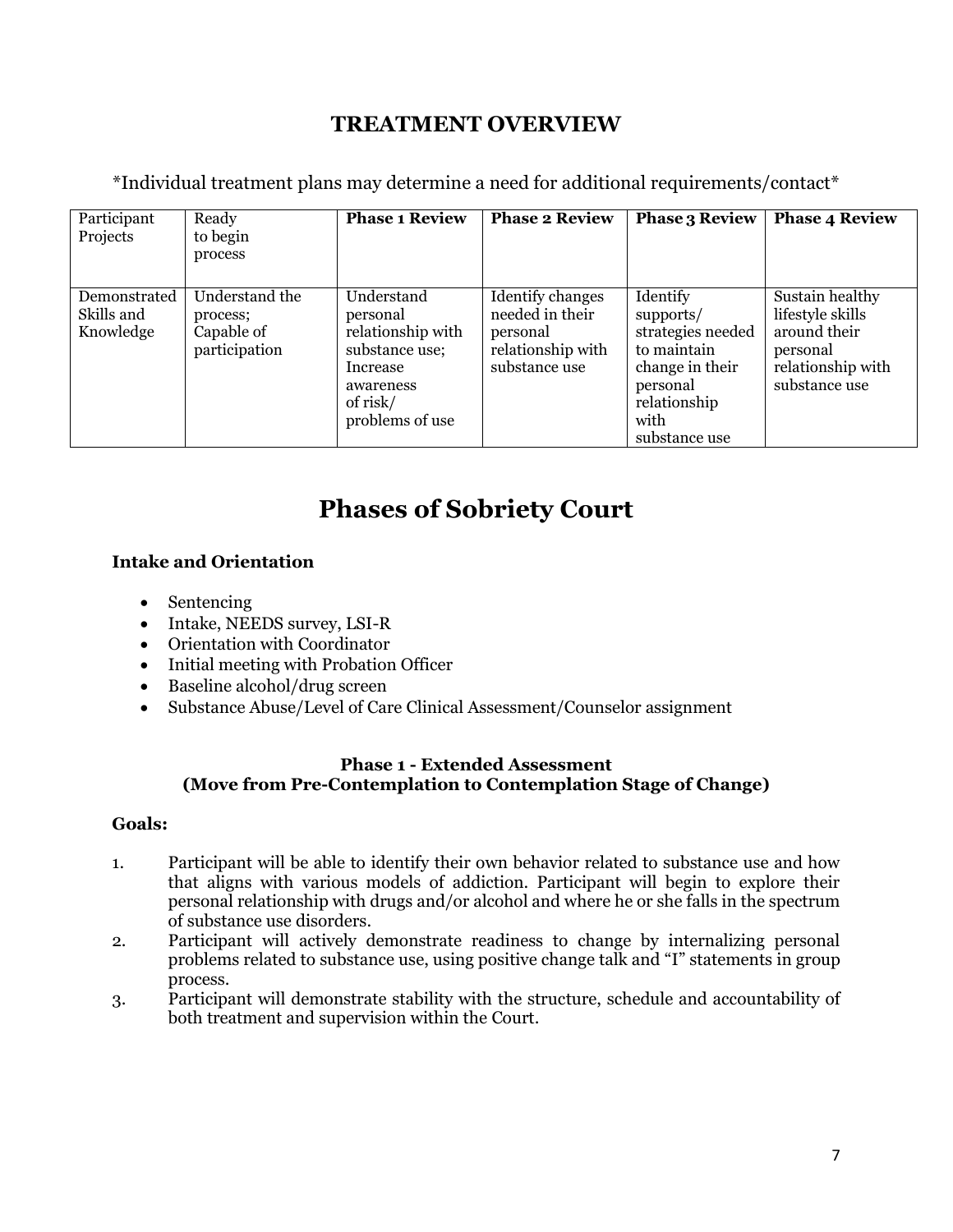# TREATMENT OVERVIEW

*Individual treatment plans may determine a need for additional requirements/contact*

| Participant Projects | Ready to begin process | **Phase 1 Review** | **Phase 2 Review** | **Phase 3 Review** | **Phase 4 Review** |
|---|---|---|---|---|---|
| Demonstrated Skills and Knowledge | Understand the process; Capable of participation | Understand personal relationship with substance use; Increase awareness of risk/ problems of use | Identify changes needed in their personal relationship with substance use | Identify supports/ strategies needed to maintain change in their personal relationship with substance use | Sustain healthy lifestyle skills around their personal relationship with substance use |

# Phases of Sobriety Court

### Intake and Orientation

- Sentencing
- Intake, NEEDS survey, LSI-R
- Orientation with Coordinator
- Initial meeting with Probation Officer
- Baseline alcohol/drug screen
- Substance Abuse/Level of Care Clinical Assessment/Counselor assignment

### Phase 1 - Extended Assessment
### (Move from Pre-Contemplation to Contemplation Stage of Change)

**Goals:**

1. Participant will be able to identify their own behavior related to substance use and how that aligns with various models of addiction. Participant will begin to explore their personal relationship with drugs and/or alcohol and where he or she falls in the spectrum of substance use disorders.
2. Participant will actively demonstrate readiness to change by internalizing personal problems related to substance use, using positive change talk and "I" statements in group process.
3. Participant will demonstrate stability with the structure, schedule and accountability of both treatment and supervision within the Court.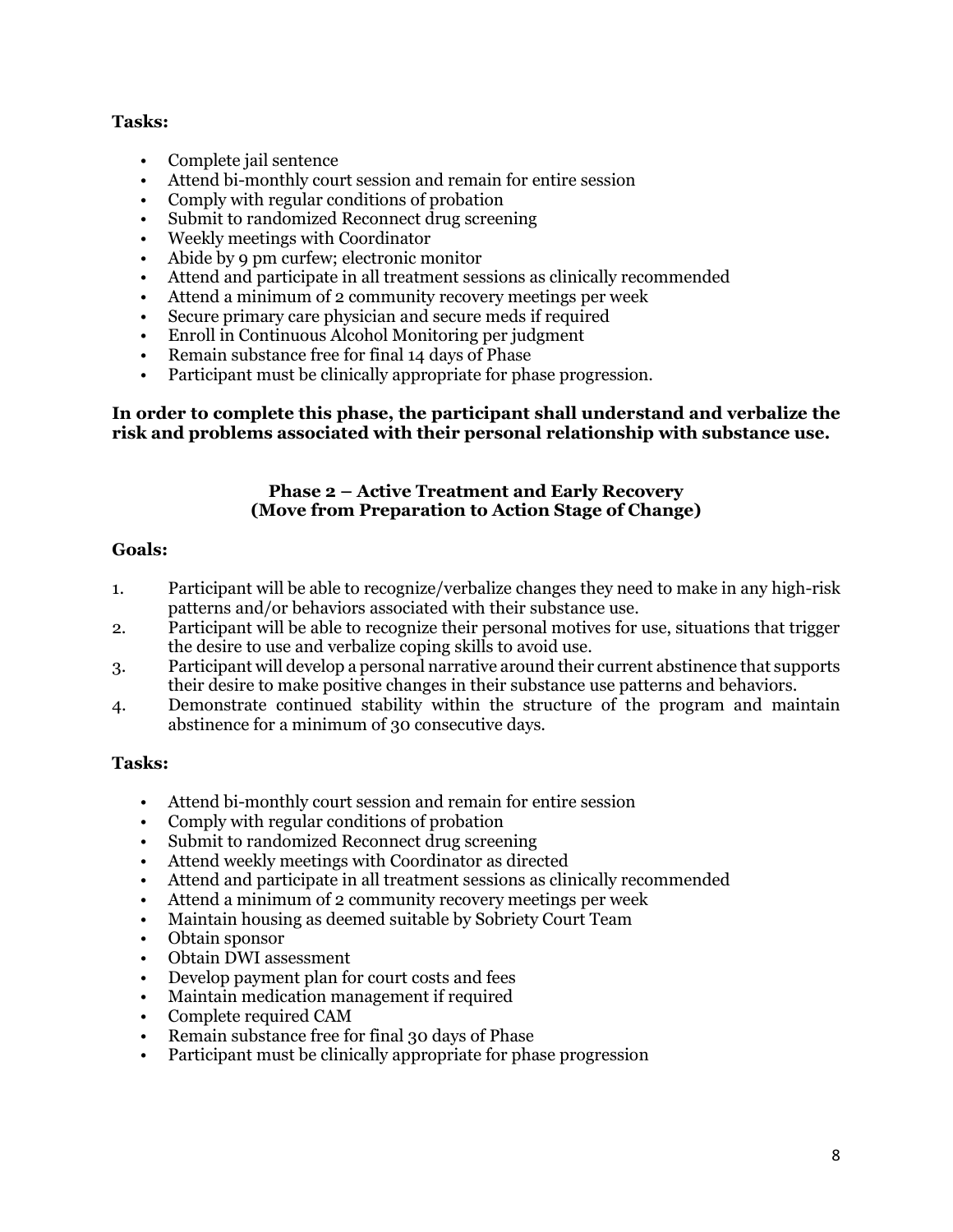**Tasks:**

- Complete jail sentence
- Attend bi-monthly court session and remain for entire session
- Comply with regular conditions of probation
- Submit to randomized Reconnect drug screening
- Weekly meetings with Coordinator
- Abide by 9 pm curfew; electronic monitor
- Attend and participate in all treatment sessions as clinically recommended
- Attend a minimum of 2 community recovery meetings per week
- Secure primary care physician and secure meds if required
- Enroll in Continuous Alcohol Monitoring per judgment
- Remain substance free for final 14 days of Phase
- Participant must be clinically appropriate for phase progression.

**In order to complete this phase, the participant shall understand and verbalize the risk and problems associated with their personal relationship with substance use.**

### Phase 2 – Active Treatment and Early Recovery
### (Move from Preparation to Action Stage of Change)

**Goals:**

1. Participant will be able to recognize/verbalize changes they need to make in any high-risk patterns and/or behaviors associated with their substance use.
2. Participant will be able to recognize their personal motives for use, situations that trigger the desire to use and verbalize coping skills to avoid use.
3. Participant will develop a personal narrative around their current abstinence that supports their desire to make positive changes in their substance use patterns and behaviors.
4. Demonstrate continued stability within the structure of the program and maintain abstinence for a minimum of 30 consecutive days.

**Tasks:**

- Attend bi-monthly court session and remain for entire session
- Comply with regular conditions of probation
- Submit to randomized Reconnect drug screening
- Attend weekly meetings with Coordinator as directed
- Attend and participate in all treatment sessions as clinically recommended
- Attend a minimum of 2 community recovery meetings per week
- Maintain housing as deemed suitable by Sobriety Court Team
- Obtain sponsor
- Obtain DWI assessment
- Develop payment plan for court costs and fees
- Maintain medication management if required
- Complete required CAM
- Remain substance free for final 30 days of Phase
- Participant must be clinically appropriate for phase progression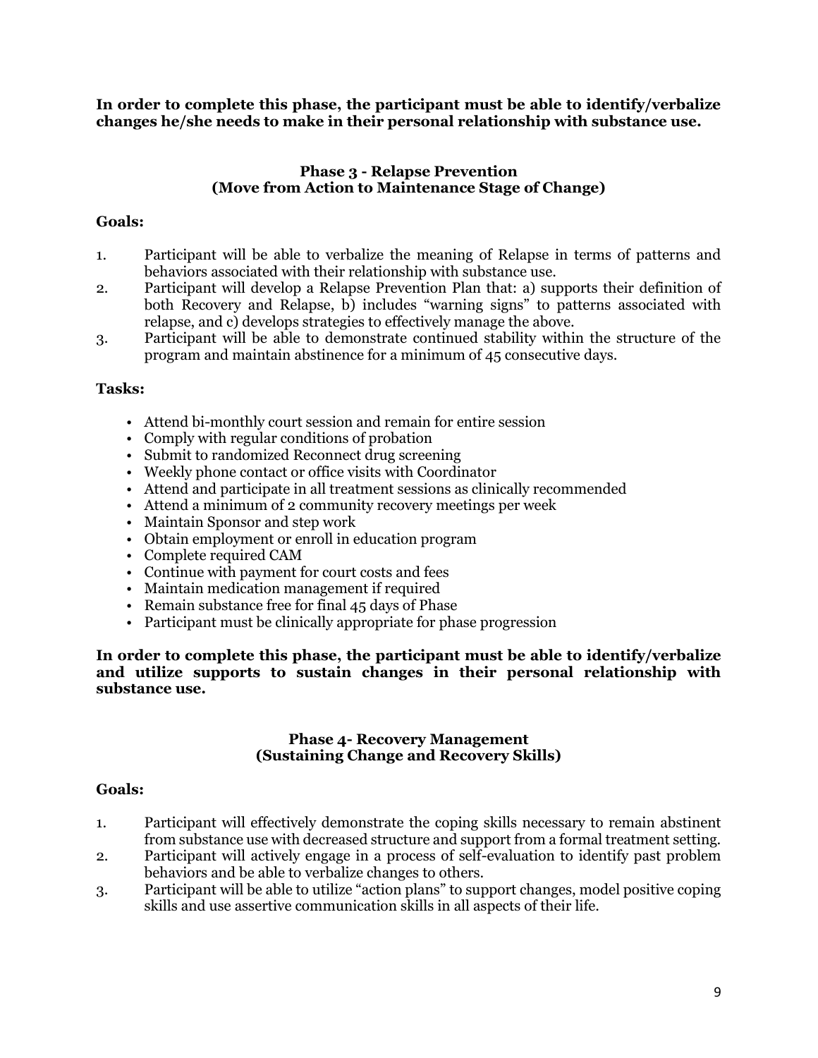**In order to complete this phase, the participant must be able to identify/verbalize changes he/she needs to make in their personal relationship with substance use.**

### Phase 3 - Relapse Prevention
### (Move from Action to Maintenance Stage of Change)

**Goals:**

1. Participant will be able to verbalize the meaning of Relapse in terms of patterns and behaviors associated with their relationship with substance use.
2. Participant will develop a Relapse Prevention Plan that: a) supports their definition of both Recovery and Relapse, b) includes "warning signs" to patterns associated with relapse, and c) develops strategies to effectively manage the above.
3. Participant will be able to demonstrate continued stability within the structure of the program and maintain abstinence for a minimum of 45 consecutive days.

**Tasks:**

- Attend bi-monthly court session and remain for entire session
- Comply with regular conditions of probation
- Submit to randomized Reconnect drug screening
- Weekly phone contact or office visits with Coordinator
- Attend and participate in all treatment sessions as clinically recommended
- Attend a minimum of 2 community recovery meetings per week
- Maintain Sponsor and step work
- Obtain employment or enroll in education program
- Complete required CAM
- Continue with payment for court costs and fees
- Maintain medication management if required
- Remain substance free for final 45 days of Phase
- Participant must be clinically appropriate for phase progression

**In order to complete this phase, the participant must be able to identify/verbalize and utilize supports to sustain changes in their personal relationship with substance use.**

### Phase 4- Recovery Management
### (Sustaining Change and Recovery Skills)

**Goals:**

1. Participant will effectively demonstrate the coping skills necessary to remain abstinent from substance use with decreased structure and support from a formal treatment setting.
2. Participant will actively engage in a process of self-evaluation to identify past problem behaviors and be able to verbalize changes to others.
3. Participant will be able to utilize "action plans" to support changes, model positive coping skills and use assertive communication skills in all aspects of their life.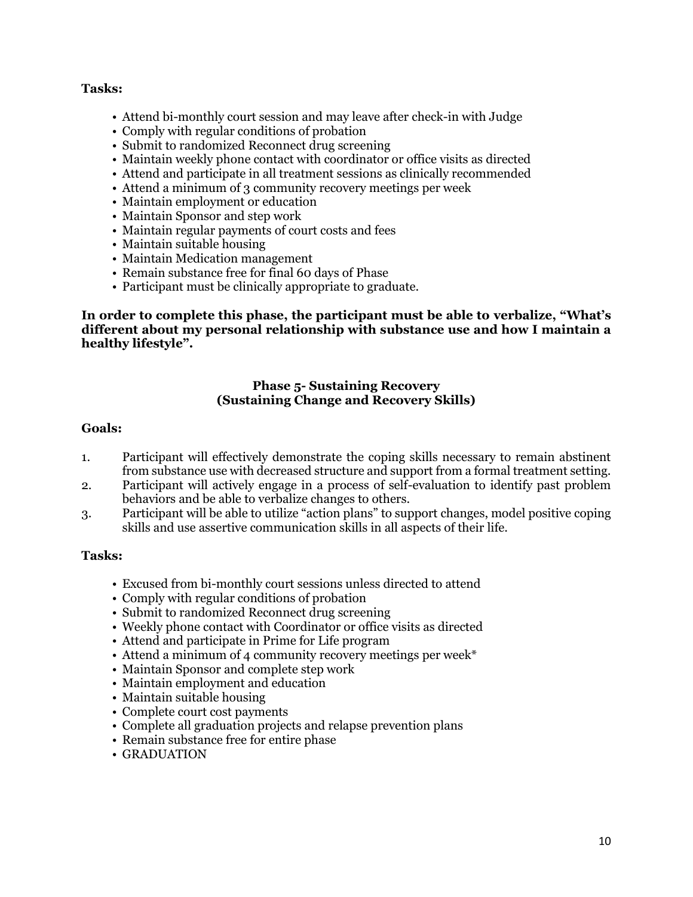**Tasks:**

- Attend bi-monthly court session and may leave after check-in with Judge
- Comply with regular conditions of probation
- Submit to randomized Reconnect drug screening
- Maintain weekly phone contact with coordinator or office visits as directed
- Attend and participate in all treatment sessions as clinically recommended
- Attend a minimum of 3 community recovery meetings per week
- Maintain employment or education
- Maintain Sponsor and step work
- Maintain regular payments of court costs and fees
- Maintain suitable housing
- Maintain Medication management
- Remain substance free for final 60 days of Phase
- Participant must be clinically appropriate to graduate.

**In order to complete this phase, the participant must be able to verbalize, "What's different about my personal relationship with substance use and how I maintain a healthy lifestyle".**

### Phase 5- Sustaining Recovery
### (Sustaining Change and Recovery Skills)

**Goals:**

1. Participant will effectively demonstrate the coping skills necessary to remain abstinent from substance use with decreased structure and support from a formal treatment setting.
2. Participant will actively engage in a process of self-evaluation to identify past problem behaviors and be able to verbalize changes to others.
3. Participant will be able to utilize "action plans" to support changes, model positive coping skills and use assertive communication skills in all aspects of their life.

**Tasks:**

- Excused from bi-monthly court sessions unless directed to attend
- Comply with regular conditions of probation
- Submit to randomized Reconnect drug screening
- Weekly phone contact with Coordinator or office visits as directed
- Attend and participate in Prime for Life program
- Attend a minimum of 4 community recovery meetings per week*
- Maintain Sponsor and complete step work
- Maintain employment and education
- Maintain suitable housing
- Complete court cost payments
- Complete all graduation projects and relapse prevention plans
- Remain substance free for entire phase
- GRADUATION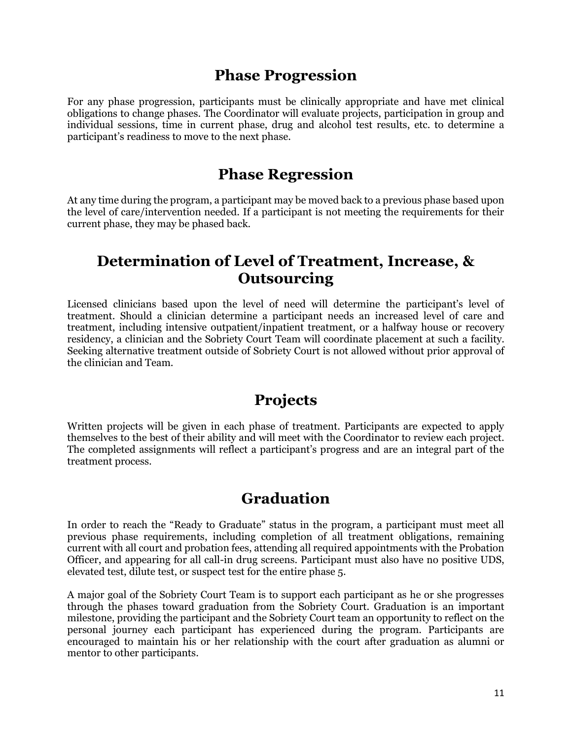## Phase Progression

For any phase progression, participants must be clinically appropriate and have met clinical obligations to change phases. The Coordinator will evaluate projects, participation in group and individual sessions, time in current phase, drug and alcohol test results, etc. to determine a participant's readiness to move to the next phase.

## Phase Regression

At any time during the program, a participant may be moved back to a previous phase based upon the level of care/intervention needed. If a participant is not meeting the requirements for their current phase, they may be phased back.

## Determination of Level of Treatment, Increase, & Outsourcing

Licensed clinicians based upon the level of need will determine the participant's level of treatment. Should a clinician determine a participant needs an increased level of care and treatment, including intensive outpatient/inpatient treatment, or a halfway house or recovery residency, a clinician and the Sobriety Court Team will coordinate placement at such a facility. Seeking alternative treatment outside of Sobriety Court is not allowed without prior approval of the clinician and Team.

## Projects

Written projects will be given in each phase of treatment. Participants are expected to apply themselves to the best of their ability and will meet with the Coordinator to review each project. The completed assignments will reflect a participant's progress and are an integral part of the treatment process.

## Graduation

In order to reach the "Ready to Graduate" status in the program, a participant must meet all previous phase requirements, including completion of all treatment obligations, remaining current with all court and probation fees, attending all required appointments with the Probation Officer, and appearing for all call-in drug screens. Participant must also have no positive UDS, elevated test, dilute test, or suspect test for the entire phase 5.

A major goal of the Sobriety Court Team is to support each participant as he or she progresses through the phases toward graduation from the Sobriety Court. Graduation is an important milestone, providing the participant and the Sobriety Court team an opportunity to reflect on the personal journey each participant has experienced during the program. Participants are encouraged to maintain his or her relationship with the court after graduation as alumni or mentor to other participants.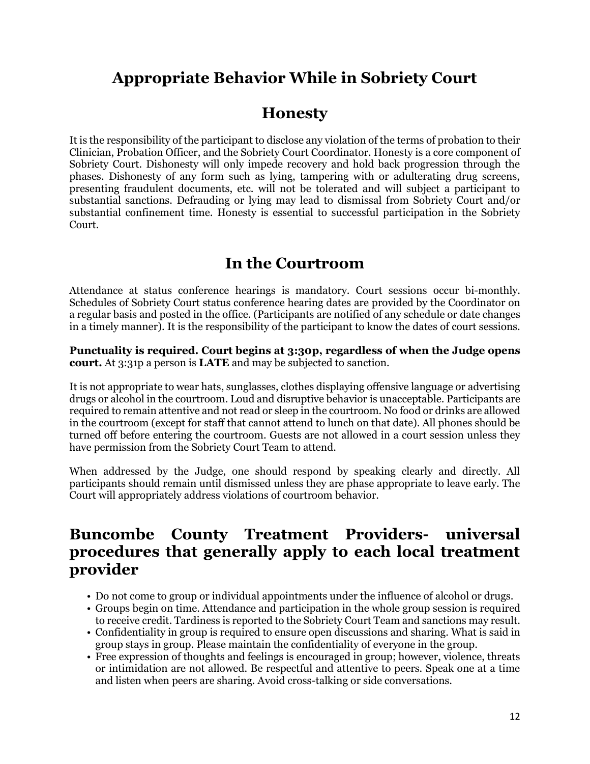# Appropriate Behavior While in Sobriety Court

## Honesty

It is the responsibility of the participant to disclose any violation of the terms of probation to their Clinician, Probation Officer, and the Sobriety Court Coordinator. Honesty is a core component of Sobriety Court. Dishonesty will only impede recovery and hold back progression through the phases. Dishonesty of any form such as lying, tampering with or adulterating drug screens, presenting fraudulent documents, etc. will not be tolerated and will subject a participant to substantial sanctions. Defrauding or lying may lead to dismissal from Sobriety Court and/or substantial confinement time. Honesty is essential to successful participation in the Sobriety Court.

## In the Courtroom

Attendance at status conference hearings is mandatory. Court sessions occur bi-monthly. Schedules of Sobriety Court status conference hearing dates are provided by the Coordinator on a regular basis and posted in the office. (Participants are notified of any schedule or date changes in a timely manner). It is the responsibility of the participant to know the dates of court sessions.

**Punctuality is required. Court begins at 3:30p, regardless of when the Judge opens court.** At 3:31p a person is **LATE** and may be subjected to sanction.

It is not appropriate to wear hats, sunglasses, clothes displaying offensive language or advertising drugs or alcohol in the courtroom. Loud and disruptive behavior is unacceptable. Participants are required to remain attentive and not read or sleep in the courtroom. No food or drinks are allowed in the courtroom (except for staff that cannot attend to lunch on that date). All phones should be turned off before entering the courtroom. Guests are not allowed in a court session unless they have permission from the Sobriety Court Team to attend.

When addressed by the Judge, one should respond by speaking clearly and directly. All participants should remain until dismissed unless they are phase appropriate to leave early. The Court will appropriately address violations of courtroom behavior.

## Buncombe County Treatment Providers- universal procedures that generally apply to each local treatment provider

- Do not come to group or individual appointments under the influence of alcohol or drugs.
- Groups begin on time. Attendance and participation in the whole group session is required to receive credit. Tardiness is reported to the Sobriety Court Team and sanctions may result.
- Confidentiality in group is required to ensure open discussions and sharing. What is said in group stays in group. Please maintain the confidentiality of everyone in the group.
- Free expression of thoughts and feelings is encouraged in group; however, violence, threats or intimidation are not allowed. Be respectful and attentive to peers. Speak one at a time and listen when peers are sharing. Avoid cross-talking or side conversations.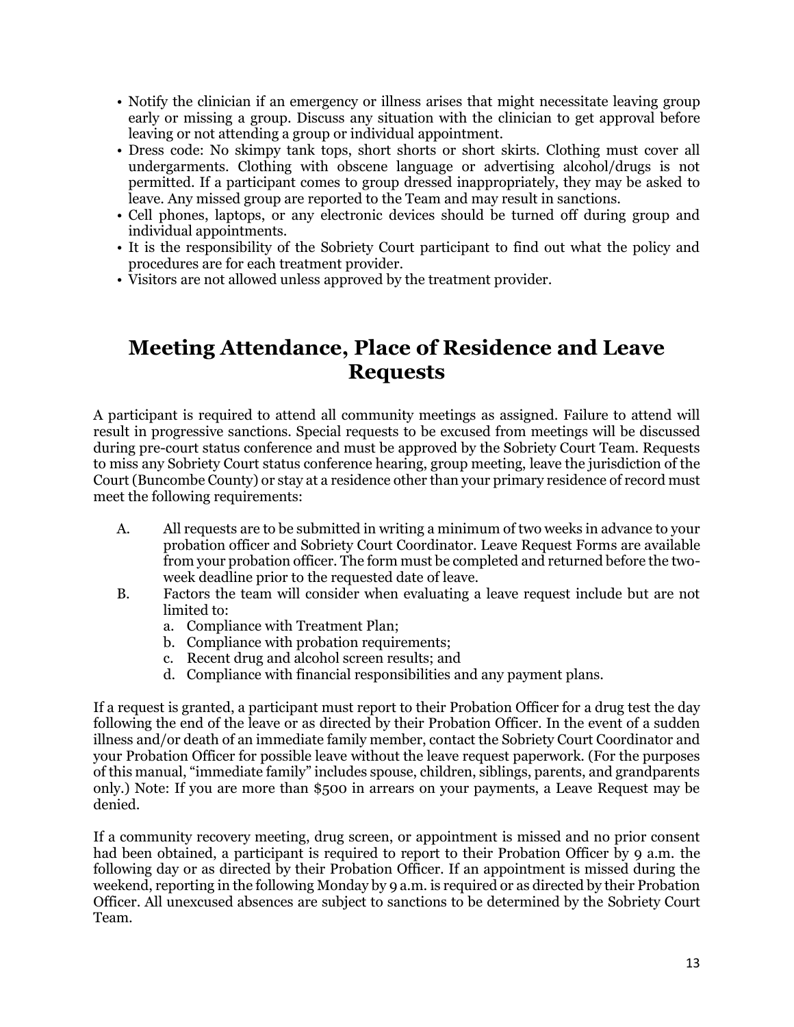- Notify the clinician if an emergency or illness arises that might necessitate leaving group early or missing a group. Discuss any situation with the clinician to get approval before leaving or not attending a group or individual appointment.
- Dress code: No skimpy tank tops, short shorts or short skirts. Clothing must cover all undergarments. Clothing with obscene language or advertising alcohol/drugs is not permitted. If a participant comes to group dressed inappropriately, they may be asked to leave. Any missed group are reported to the Team and may result in sanctions.
- Cell phones, laptops, or any electronic devices should be turned off during group and individual appointments.
- It is the responsibility of the Sobriety Court participant to find out what the policy and procedures are for each treatment provider.
- Visitors are not allowed unless approved by the treatment provider.

# Meeting Attendance, Place of Residence and Leave Requests

A participant is required to attend all community meetings as assigned. Failure to attend will result in progressive sanctions. Special requests to be excused from meetings will be discussed during pre-court status conference and must be approved by the Sobriety Court Team. Requests to miss any Sobriety Court status conference hearing, group meeting, leave the jurisdiction of the Court (Buncombe County) or stay at a residence other than your primary residence of record must meet the following requirements:

A. All requests are to be submitted in writing a minimum of two weeks in advance to your probation officer and Sobriety Court Coordinator. Leave Request Forms are available from your probation officer. The form must be completed and returned before the two-week deadline prior to the requested date of leave.

B. Factors the team will consider when evaluating a leave request include but are not limited to:
   a. Compliance with Treatment Plan;
   b. Compliance with probation requirements;
   c. Recent drug and alcohol screen results; and
   d. Compliance with financial responsibilities and any payment plans.

If a request is granted, a participant must report to their Probation Officer for a drug test the day following the end of the leave or as directed by their Probation Officer. In the event of a sudden illness and/or death of an immediate family member, contact the Sobriety Court Coordinator and your Probation Officer for possible leave without the leave request paperwork. (For the purposes of this manual, "immediate family" includes spouse, children, siblings, parents, and grandparents only.) Note: If you are more than $500 in arrears on your payments, a Leave Request may be denied.

If a community recovery meeting, drug screen, or appointment is missed and no prior consent had been obtained, a participant is required to report to their Probation Officer by 9 a.m. the following day or as directed by their Probation Officer. If an appointment is missed during the weekend, reporting in the following Monday by 9 a.m. is required or as directed by their Probation Officer. All unexcused absences are subject to sanctions to be determined by the Sobriety Court Team.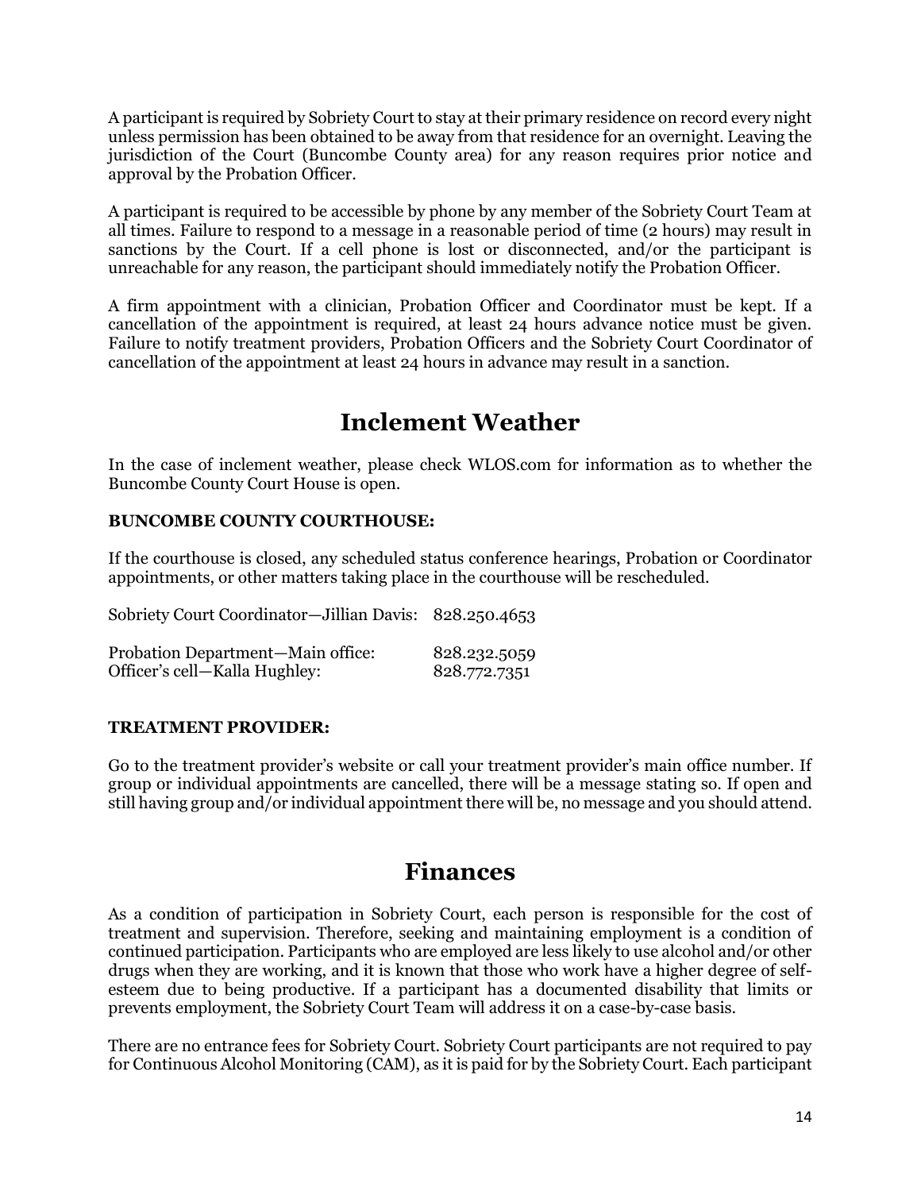A participant is required by Sobriety Court to stay at their primary residence on record every night unless permission has been obtained to be away from that residence for an overnight. Leaving the jurisdiction of the Court (Buncombe County area) for any reason requires prior notice and approval by the Probation Officer.

A participant is required to be accessible by phone by any member of the Sobriety Court Team at all times. Failure to respond to a message in a reasonable period of time (2 hours) may result in sanctions by the Court. If a cell phone is lost or disconnected, and/or the participant is unreachable for any reason, the participant should immediately notify the Probation Officer.

A firm appointment with a clinician, Probation Officer and Coordinator must be kept. If a cancellation of the appointment is required, at least 24 hours advance notice must be given. Failure to notify treatment providers, Probation Officers and the Sobriety Court Coordinator of cancellation of the appointment at least 24 hours in advance may result in a sanction.

## Inclement Weather

In the case of inclement weather, please check WLOS.com for information as to whether the Buncombe County Court House is open.

**BUNCOMBE COUNTY COURTHOUSE:**

If the courthouse is closed, any scheduled status conference hearings, Probation or Coordinator appointments, or other matters taking place in the courthouse will be rescheduled.

Sobriety Court Coordinator—Jillian Davis: 828.250.4653

Probation Department—Main office: 828.232.5059
Officer's cell—Kalla Hughley: 828.772.7351

**TREATMENT PROVIDER:**

Go to the treatment provider's website or call your treatment provider's main office number. If group or individual appointments are cancelled, there will be a message stating so. If open and still having group and/or individual appointment there will be, no message and you should attend.

## Finances

As a condition of participation in Sobriety Court, each person is responsible for the cost of treatment and supervision. Therefore, seeking and maintaining employment is a condition of continued participation. Participants who are employed are less likely to use alcohol and/or other drugs when they are working, and it is known that those who work have a higher degree of self-esteem due to being productive. If a participant has a documented disability that limits or prevents employment, the Sobriety Court Team will address it on a case-by-case basis.

There are no entrance fees for Sobriety Court. Sobriety Court participants are not required to pay for Continuous Alcohol Monitoring (CAM), as it is paid for by the Sobriety Court. Each participant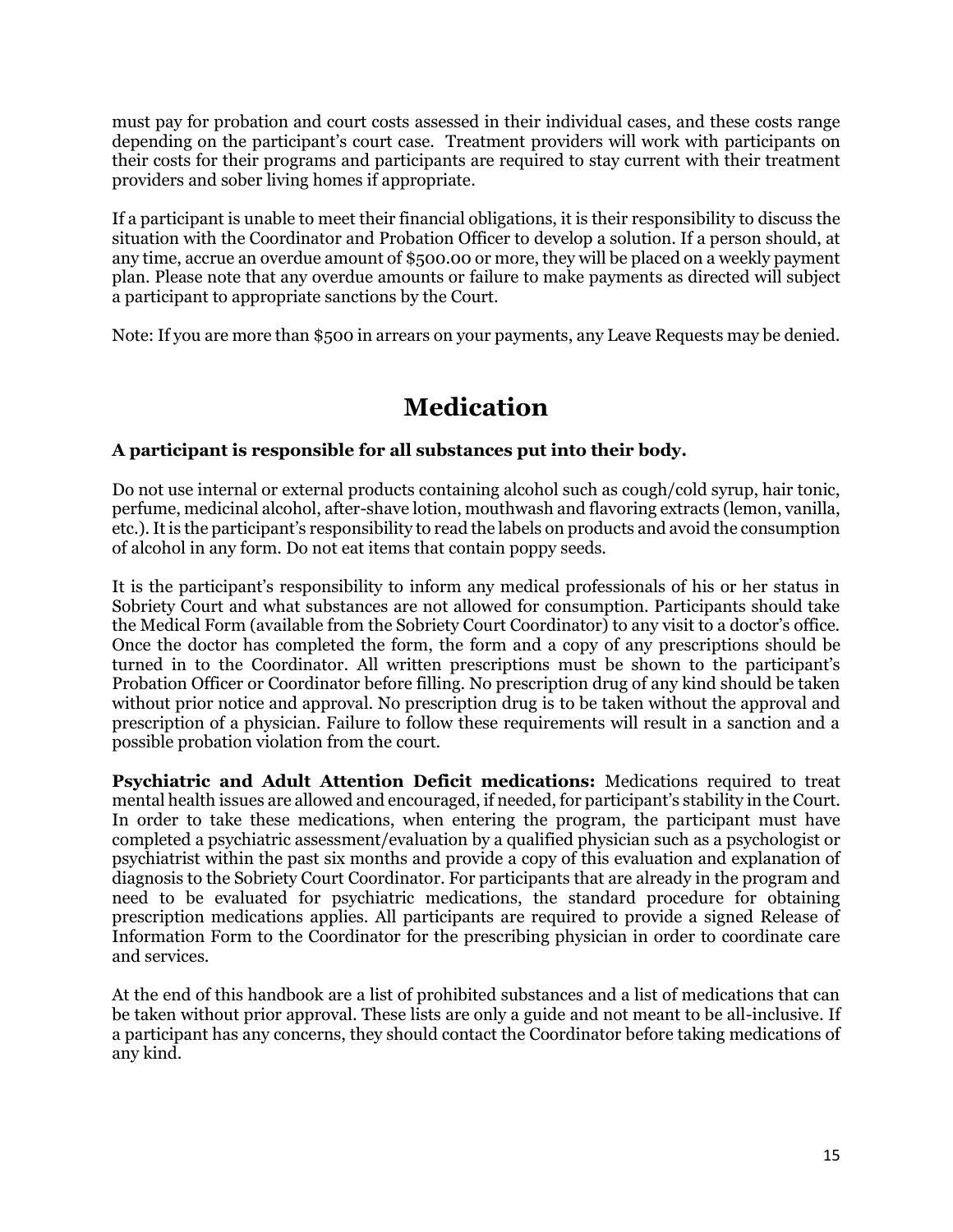must pay for probation and court costs assessed in their individual cases, and these costs range depending on the participant's court case. Treatment providers will work with participants on their costs for their programs and participants are required to stay current with their treatment providers and sober living homes if appropriate.

If a participant is unable to meet their financial obligations, it is their responsibility to discuss the situation with the Coordinator and Probation Officer to develop a solution. If a person should, at any time, accrue an overdue amount of $500.00 or more, they will be placed on a weekly payment plan. Please note that any overdue amounts or failure to make payments as directed will subject a participant to appropriate sanctions by the Court.

Note: If you are more than $500 in arrears on your payments, any Leave Requests may be denied.

# Medication

**A participant is responsible for all substances put into their body.**

Do not use internal or external products containing alcohol such as cough/cold syrup, hair tonic, perfume, medicinal alcohol, after-shave lotion, mouthwash and flavoring extracts (lemon, vanilla, etc.). It is the participant's responsibility to read the labels on products and avoid the consumption of alcohol in any form. Do not eat items that contain poppy seeds.

It is the participant's responsibility to inform any medical professionals of his or her status in Sobriety Court and what substances are not allowed for consumption. Participants should take the Medical Form (available from the Sobriety Court Coordinator) to any visit to a doctor's office. Once the doctor has completed the form, the form and a copy of any prescriptions should be turned in to the Coordinator. All written prescriptions must be shown to the participant's Probation Officer or Coordinator before filling. No prescription drug of any kind should be taken without prior notice and approval. No prescription drug is to be taken without the approval and prescription of a physician. Failure to follow these requirements will result in a sanction and a possible probation violation from the court.

**Psychiatric and Adult Attention Deficit medications:** Medications required to treat mental health issues are allowed and encouraged, if needed, for participant's stability in the Court. In order to take these medications, when entering the program, the participant must have completed a psychiatric assessment/evaluation by a qualified physician such as a psychologist or psychiatrist within the past six months and provide a copy of this evaluation and explanation of diagnosis to the Sobriety Court Coordinator. For participants that are already in the program and need to be evaluated for psychiatric medications, the standard procedure for obtaining prescription medications applies. All participants are required to provide a signed Release of Information Form to the Coordinator for the prescribing physician in order to coordinate care and services.

At the end of this handbook are a list of prohibited substances and a list of medications that can be taken without prior approval. These lists are only a guide and not meant to be all-inclusive. If a participant has any concerns, they should contact the Coordinator before taking medications of any kind.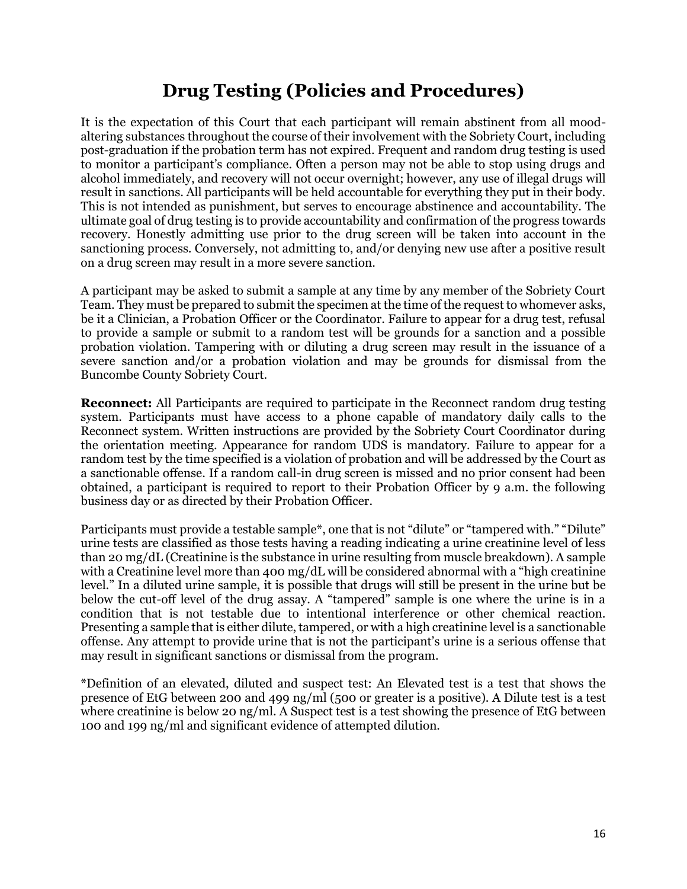# Drug Testing (Policies and Procedures)

It is the expectation of this Court that each participant will remain abstinent from all mood-altering substances throughout the course of their involvement with the Sobriety Court, including post-graduation if the probation term has not expired. Frequent and random drug testing is used to monitor a participant's compliance. Often a person may not be able to stop using drugs and alcohol immediately, and recovery will not occur overnight; however, any use of illegal drugs will result in sanctions. All participants will be held accountable for everything they put in their body. This is not intended as punishment, but serves to encourage abstinence and accountability. The ultimate goal of drug testing is to provide accountability and confirmation of the progress towards recovery. Honestly admitting use prior to the drug screen will be taken into account in the sanctioning process. Conversely, not admitting to, and/or denying new use after a positive result on a drug screen may result in a more severe sanction.

A participant may be asked to submit a sample at any time by any member of the Sobriety Court Team. They must be prepared to submit the specimen at the time of the request to whomever asks, be it a Clinician, a Probation Officer or the Coordinator. Failure to appear for a drug test, refusal to provide a sample or submit to a random test will be grounds for a sanction and a possible probation violation. Tampering with or diluting a drug screen may result in the issuance of a severe sanction and/or a probation violation and may be grounds for dismissal from the Buncombe County Sobriety Court.

**Reconnect:** All Participants are required to participate in the Reconnect random drug testing system. Participants must have access to a phone capable of mandatory daily calls to the Reconnect system. Written instructions are provided by the Sobriety Court Coordinator during the orientation meeting. Appearance for random UDS is mandatory. Failure to appear for a random test by the time specified is a violation of probation and will be addressed by the Court as a sanctionable offense. If a random call-in drug screen is missed and no prior consent had been obtained, a participant is required to report to their Probation Officer by 9 a.m. the following business day or as directed by their Probation Officer.

Participants must provide a testable sample*, one that is not "dilute" or "tampered with." "Dilute" urine tests are classified as those tests having a reading indicating a urine creatinine level of less than 20 mg/dL (Creatinine is the substance in urine resulting from muscle breakdown). A sample with a Creatinine level more than 400 mg/dL will be considered abnormal with a "high creatinine level." In a diluted urine sample, it is possible that drugs will still be present in the urine but be below the cut-off level of the drug assay. A "tampered" sample is one where the urine is in a condition that is not testable due to intentional interference or other chemical reaction. Presenting a sample that is either dilute, tampered, or with a high creatinine level is a sanctionable offense. Any attempt to provide urine that is not the participant's urine is a serious offense that may result in significant sanctions or dismissal from the program.

*Definition of an elevated, diluted and suspect test: An Elevated test is a test that shows the presence of EtG between 200 and 499 ng/ml (500 or greater is a positive). A Dilute test is a test where creatinine is below 20 ng/ml. A Suspect test is a test showing the presence of EtG between 100 and 199 ng/ml and significant evidence of attempted dilution.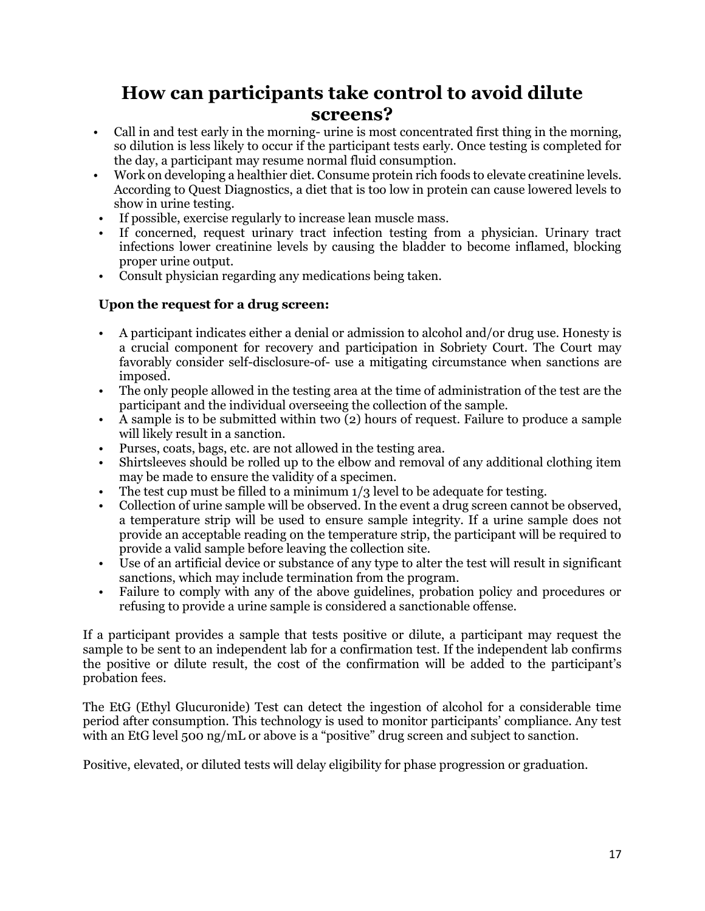# How can participants take control to avoid dilute screens?

- Call in and test early in the morning- urine is most concentrated first thing in the morning, so dilution is less likely to occur if the participant tests early. Once testing is completed for the day, a participant may resume normal fluid consumption.
- Work on developing a healthier diet. Consume protein rich foods to elevate creatinine levels. According to Quest Diagnostics, a diet that is too low in protein can cause lowered levels to show in urine testing.
- If possible, exercise regularly to increase lean muscle mass.
- If concerned, request urinary tract infection testing from a physician. Urinary tract infections lower creatinine levels by causing the bladder to become inflamed, blocking proper urine output.
- Consult physician regarding any medications being taken.

**Upon the request for a drug screen:**

- A participant indicates either a denial or admission to alcohol and/or drug use. Honesty is a crucial component for recovery and participation in Sobriety Court. The Court may favorably consider self-disclosure-of- use a mitigating circumstance when sanctions are imposed.
- The only people allowed in the testing area at the time of administration of the test are the participant and the individual overseeing the collection of the sample.
- A sample is to be submitted within two (2) hours of request. Failure to produce a sample will likely result in a sanction.
- Purses, coats, bags, etc. are not allowed in the testing area.
- Shirtsleeves should be rolled up to the elbow and removal of any additional clothing item may be made to ensure the validity of a specimen.
- The test cup must be filled to a minimum 1/3 level to be adequate for testing.
- Collection of urine sample will be observed. In the event a drug screen cannot be observed, a temperature strip will be used to ensure sample integrity. If a urine sample does not provide an acceptable reading on the temperature strip, the participant will be required to provide a valid sample before leaving the collection site.
- Use of an artificial device or substance of any type to alter the test will result in significant sanctions, which may include termination from the program.
- Failure to comply with any of the above guidelines, probation policy and procedures or refusing to provide a urine sample is considered a sanctionable offense.

If a participant provides a sample that tests positive or dilute, a participant may request the sample to be sent to an independent lab for a confirmation test. If the independent lab confirms the positive or dilute result, the cost of the confirmation will be added to the participant's probation fees.

The EtG (Ethyl Glucuronide) Test can detect the ingestion of alcohol for a considerable time period after consumption. This technology is used to monitor participants' compliance. Any test with an EtG level 500 ng/mL or above is a "positive" drug screen and subject to sanction.

Positive, elevated, or diluted tests will delay eligibility for phase progression or graduation.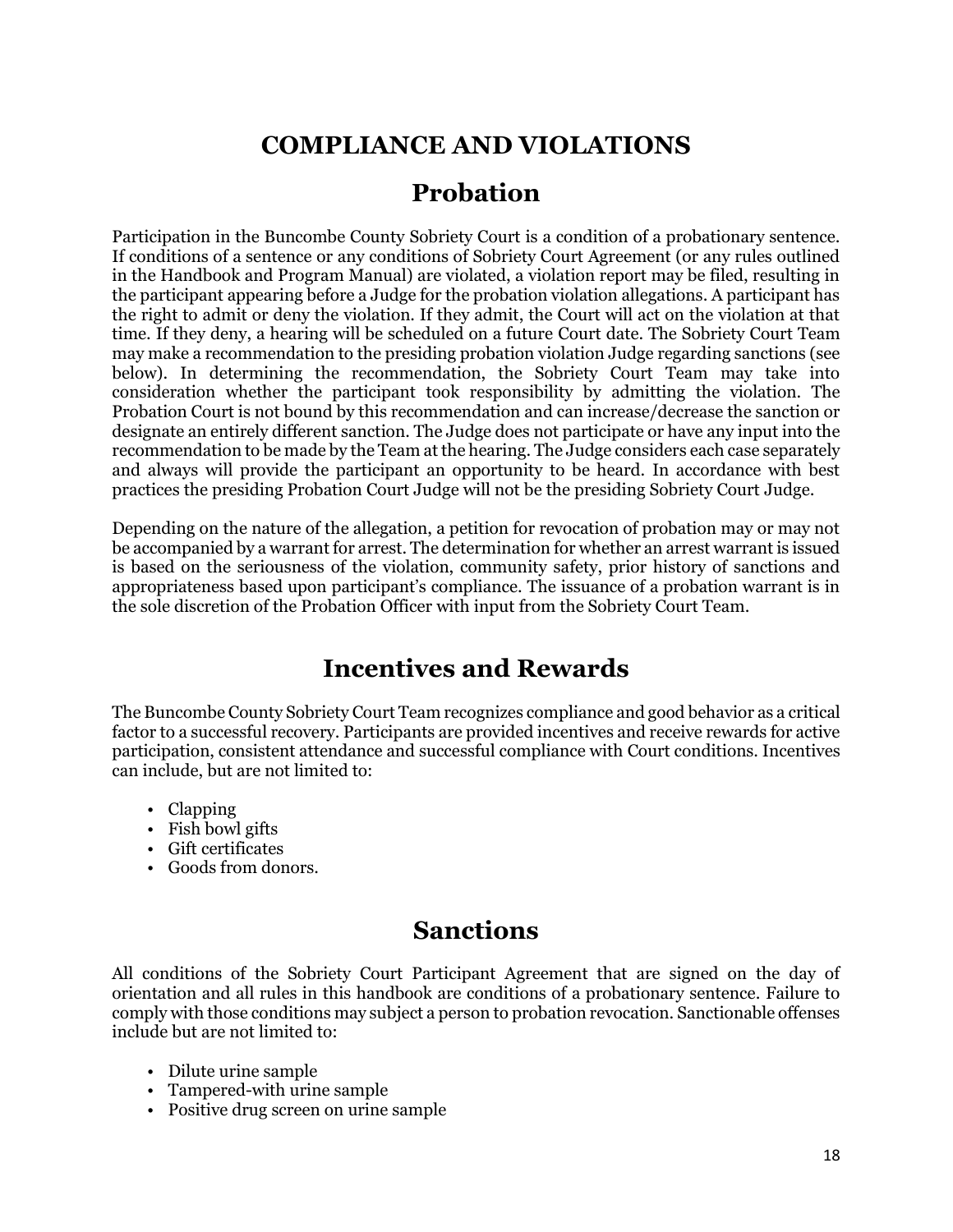# COMPLIANCE AND VIOLATIONS

## Probation

Participation in the Buncombe County Sobriety Court is a condition of a probationary sentence. If conditions of a sentence or any conditions of Sobriety Court Agreement (or any rules outlined in the Handbook and Program Manual) are violated, a violation report may be filed, resulting in the participant appearing before a Judge for the probation violation allegations. A participant has the right to admit or deny the violation. If they admit, the Court will act on the violation at that time. If they deny, a hearing will be scheduled on a future Court date. The Sobriety Court Team may make a recommendation to the presiding probation violation Judge regarding sanctions (see below). In determining the recommendation, the Sobriety Court Team may take into consideration whether the participant took responsibility by admitting the violation. The Probation Court is not bound by this recommendation and can increase/decrease the sanction or designate an entirely different sanction. The Judge does not participate or have any input into the recommendation to be made by the Team at the hearing. The Judge considers each case separately and always will provide the participant an opportunity to be heard. In accordance with best practices the presiding Probation Court Judge will not be the presiding Sobriety Court Judge.

Depending on the nature of the allegation, a petition for revocation of probation may or may not be accompanied by a warrant for arrest. The determination for whether an arrest warrant is issued is based on the seriousness of the violation, community safety, prior history of sanctions and appropriateness based upon participant's compliance. The issuance of a probation warrant is in the sole discretion of the Probation Officer with input from the Sobriety Court Team.

## Incentives and Rewards

The Buncombe County Sobriety Court Team recognizes compliance and good behavior as a critical factor to a successful recovery. Participants are provided incentives and receive rewards for active participation, consistent attendance and successful compliance with Court conditions. Incentives can include, but are not limited to:

- Clapping
- Fish bowl gifts
- Gift certificates
- Goods from donors.

## Sanctions

All conditions of the Sobriety Court Participant Agreement that are signed on the day of orientation and all rules in this handbook are conditions of a probationary sentence. Failure to comply with those conditions may subject a person to probation revocation. Sanctionable offenses include but are not limited to:

- Dilute urine sample
- Tampered-with urine sample
- Positive drug screen on urine sample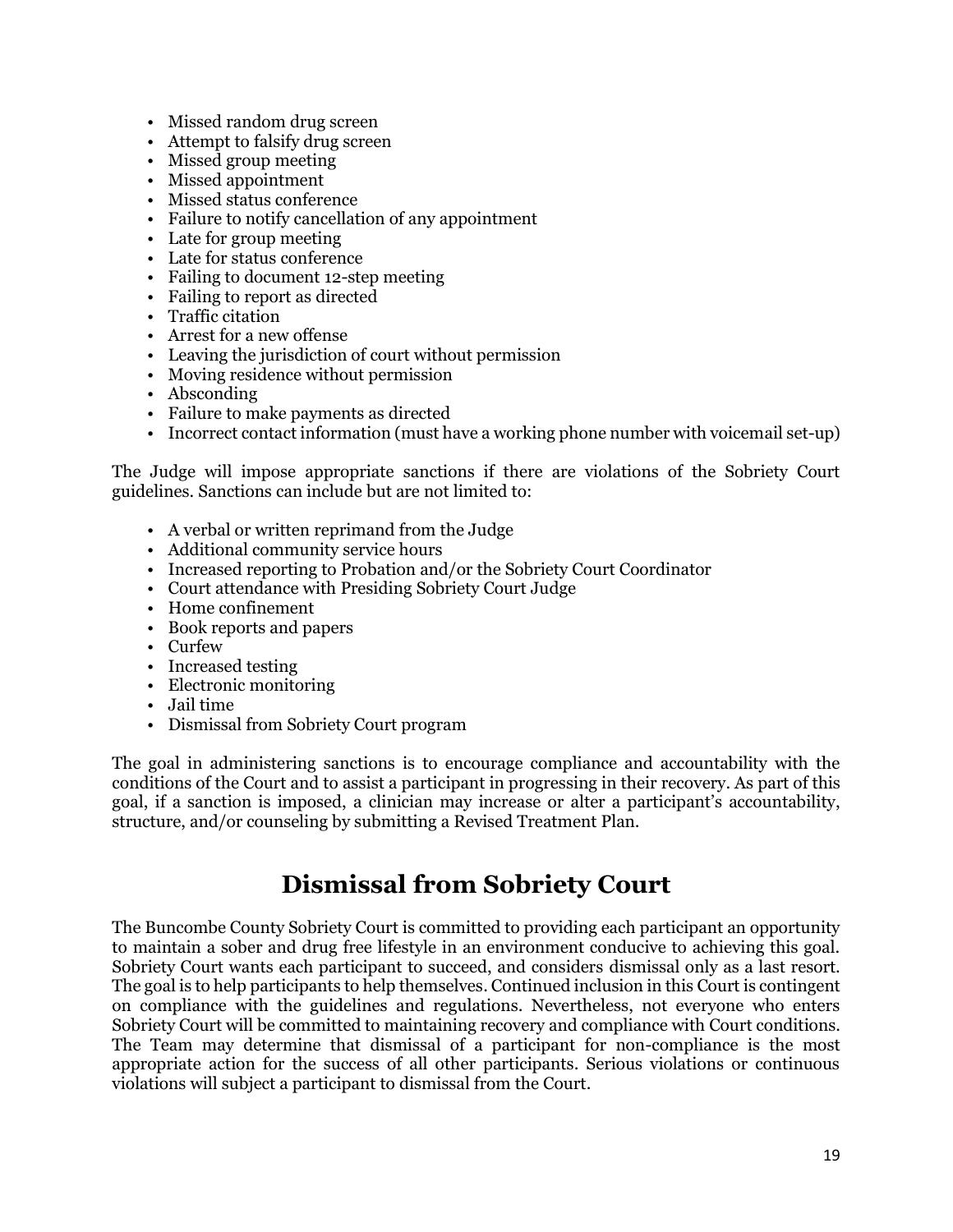- Missed random drug screen
- Attempt to falsify drug screen
- Missed group meeting
- Missed appointment
- Missed status conference
- Failure to notify cancellation of any appointment
- Late for group meeting
- Late for status conference
- Failing to document 12-step meeting
- Failing to report as directed
- Traffic citation
- Arrest for a new offense
- Leaving the jurisdiction of court without permission
- Moving residence without permission
- Absconding
- Failure to make payments as directed
- Incorrect contact information (must have a working phone number with voicemail set-up)

The Judge will impose appropriate sanctions if there are violations of the Sobriety Court guidelines. Sanctions can include but are not limited to:

- A verbal or written reprimand from the Judge
- Additional community service hours
- Increased reporting to Probation and/or the Sobriety Court Coordinator
- Court attendance with Presiding Sobriety Court Judge
- Home confinement
- Book reports and papers
- Curfew
- Increased testing
- Electronic monitoring
- Jail time
- Dismissal from Sobriety Court program

The goal in administering sanctions is to encourage compliance and accountability with the conditions of the Court and to assist a participant in progressing in their recovery. As part of this goal, if a sanction is imposed, a clinician may increase or alter a participant's accountability, structure, and/or counseling by submitting a Revised Treatment Plan.

# Dismissal from Sobriety Court

The Buncombe County Sobriety Court is committed to providing each participant an opportunity to maintain a sober and drug free lifestyle in an environment conducive to achieving this goal. Sobriety Court wants each participant to succeed, and considers dismissal only as a last resort. The goal is to help participants to help themselves. Continued inclusion in this Court is contingent on compliance with the guidelines and regulations. Nevertheless, not everyone who enters Sobriety Court will be committed to maintaining recovery and compliance with Court conditions. The Team may determine that dismissal of a participant for non-compliance is the most appropriate action for the success of all other participants. Serious violations or continuous violations will subject a participant to dismissal from the Court.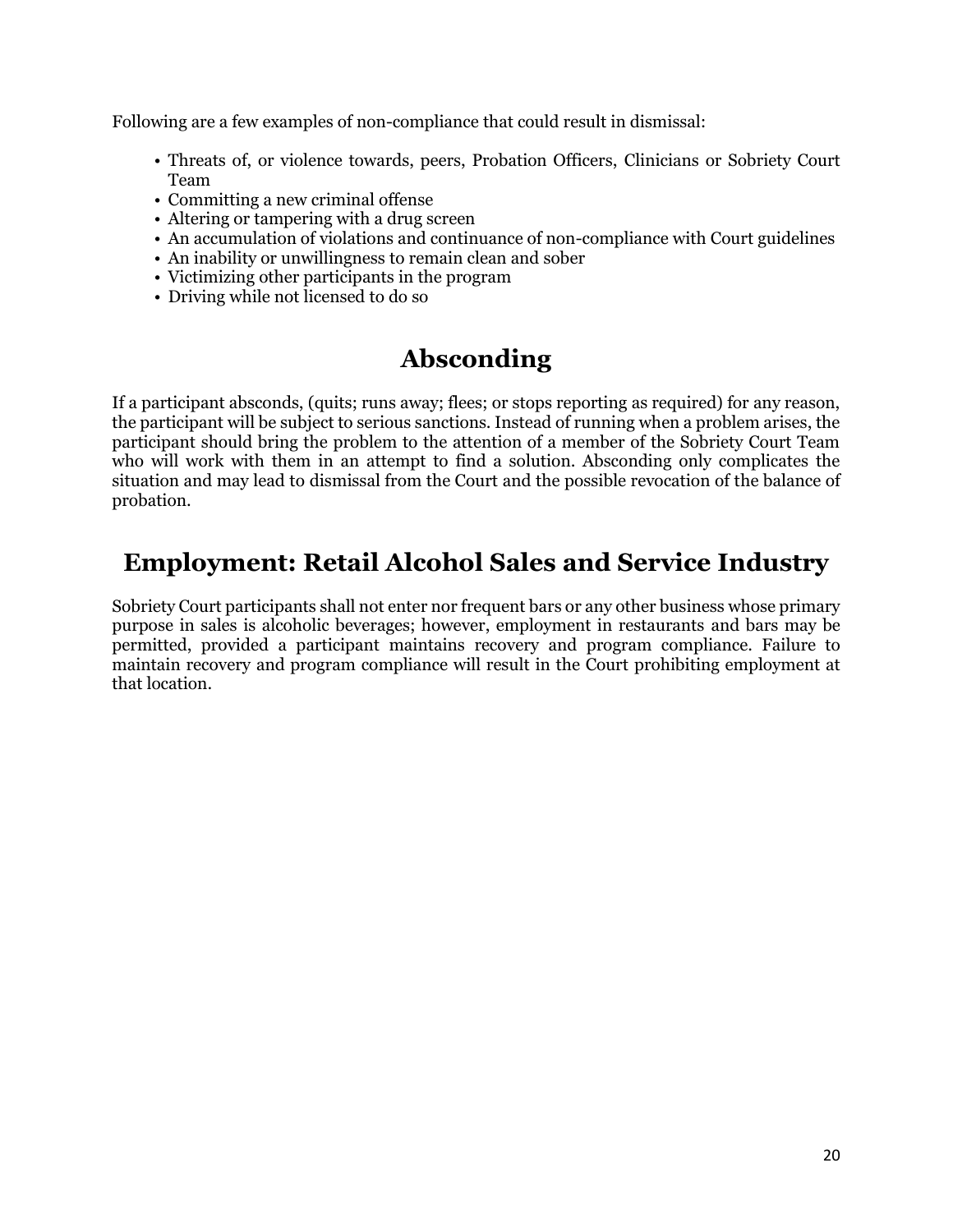Following are a few examples of non-compliance that could result in dismissal:

- Threats of, or violence towards, peers, Probation Officers, Clinicians or Sobriety Court Team
- Committing a new criminal offense
- Altering or tampering with a drug screen
- An accumulation of violations and continuance of non-compliance with Court guidelines
- An inability or unwillingness to remain clean and sober
- Victimizing other participants in the program
- Driving while not licensed to do so

## Absconding

If a participant absconds, (quits; runs away; flees; or stops reporting as required) for any reason, the participant will be subject to serious sanctions. Instead of running when a problem arises, the participant should bring the problem to the attention of a member of the Sobriety Court Team who will work with them in an attempt to find a solution. Absconding only complicates the situation and may lead to dismissal from the Court and the possible revocation of the balance of probation.

## Employment: Retail Alcohol Sales and Service Industry

Sobriety Court participants shall not enter nor frequent bars or any other business whose primary purpose in sales is alcoholic beverages; however, employment in restaurants and bars may be permitted, provided a participant maintains recovery and program compliance. Failure to maintain recovery and program compliance will result in the Court prohibiting employment at that location.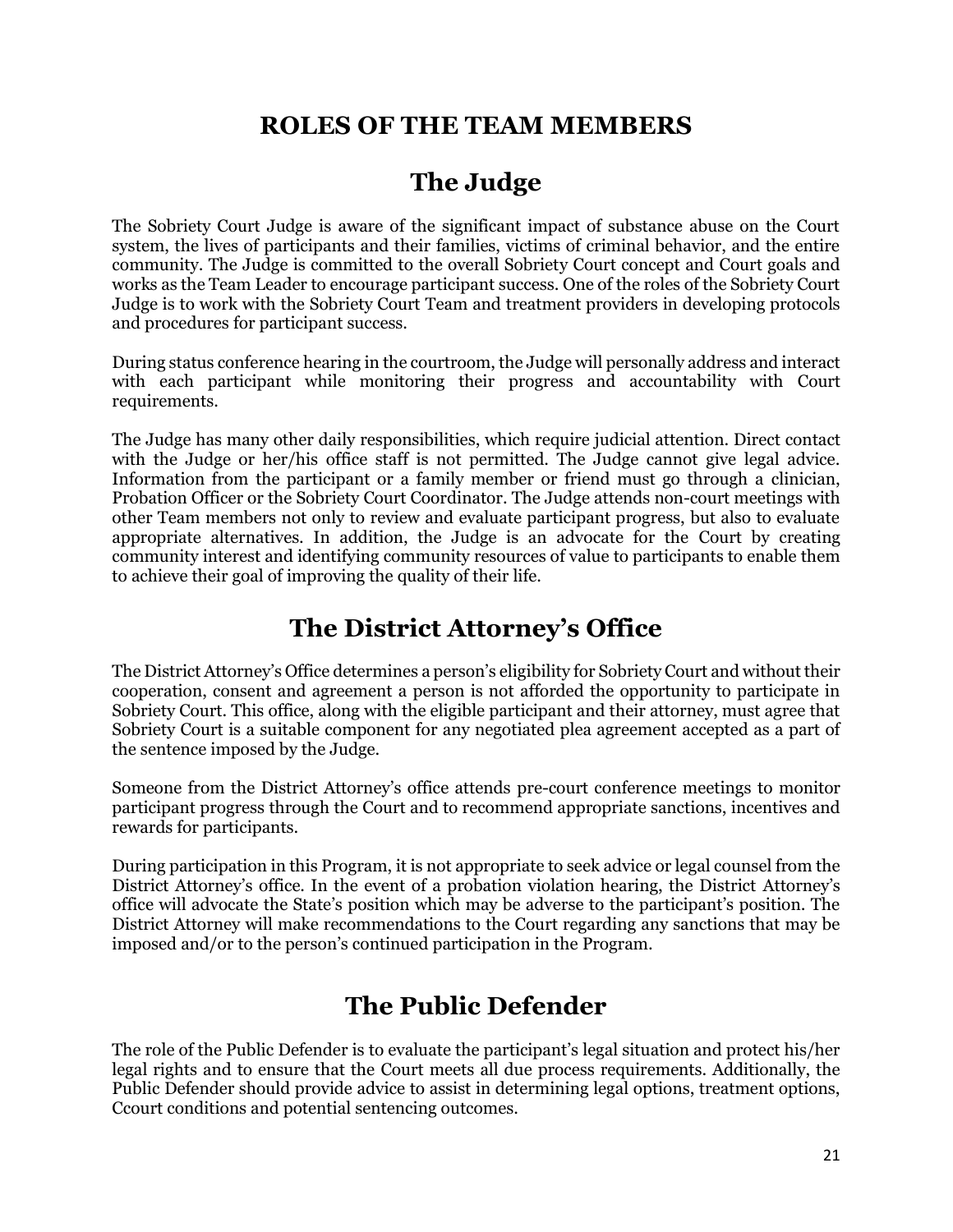# ROLES OF THE TEAM MEMBERS

## The Judge

The Sobriety Court Judge is aware of the significant impact of substance abuse on the Court system, the lives of participants and their families, victims of criminal behavior, and the entire community. The Judge is committed to the overall Sobriety Court concept and Court goals and works as the Team Leader to encourage participant success. One of the roles of the Sobriety Court Judge is to work with the Sobriety Court Team and treatment providers in developing protocols and procedures for participant success.

During status conference hearing in the courtroom, the Judge will personally address and interact with each participant while monitoring their progress and accountability with Court requirements.

The Judge has many other daily responsibilities, which require judicial attention. Direct contact with the Judge or her/his office staff is not permitted. The Judge cannot give legal advice. Information from the participant or a family member or friend must go through a clinician, Probation Officer or the Sobriety Court Coordinator. The Judge attends non-court meetings with other Team members not only to review and evaluate participant progress, but also to evaluate appropriate alternatives. In addition, the Judge is an advocate for the Court by creating community interest and identifying community resources of value to participants to enable them to achieve their goal of improving the quality of their life.

## The District Attorney's Office

The District Attorney's Office determines a person's eligibility for Sobriety Court and without their cooperation, consent and agreement a person is not afforded the opportunity to participate in Sobriety Court. This office, along with the eligible participant and their attorney, must agree that Sobriety Court is a suitable component for any negotiated plea agreement accepted as a part of the sentence imposed by the Judge.

Someone from the District Attorney's office attends pre-court conference meetings to monitor participant progress through the Court and to recommend appropriate sanctions, incentives and rewards for participants.

During participation in this Program, it is not appropriate to seek advice or legal counsel from the District Attorney's office. In the event of a probation violation hearing, the District Attorney's office will advocate the State's position which may be adverse to the participant's position. The District Attorney will make recommendations to the Court regarding any sanctions that may be imposed and/or to the person's continued participation in the Program.

## The Public Defender

The role of the Public Defender is to evaluate the participant's legal situation and protect his/her legal rights and to ensure that the Court meets all due process requirements. Additionally, the Public Defender should provide advice to assist in determining legal options, treatment options, Ccourt conditions and potential sentencing outcomes.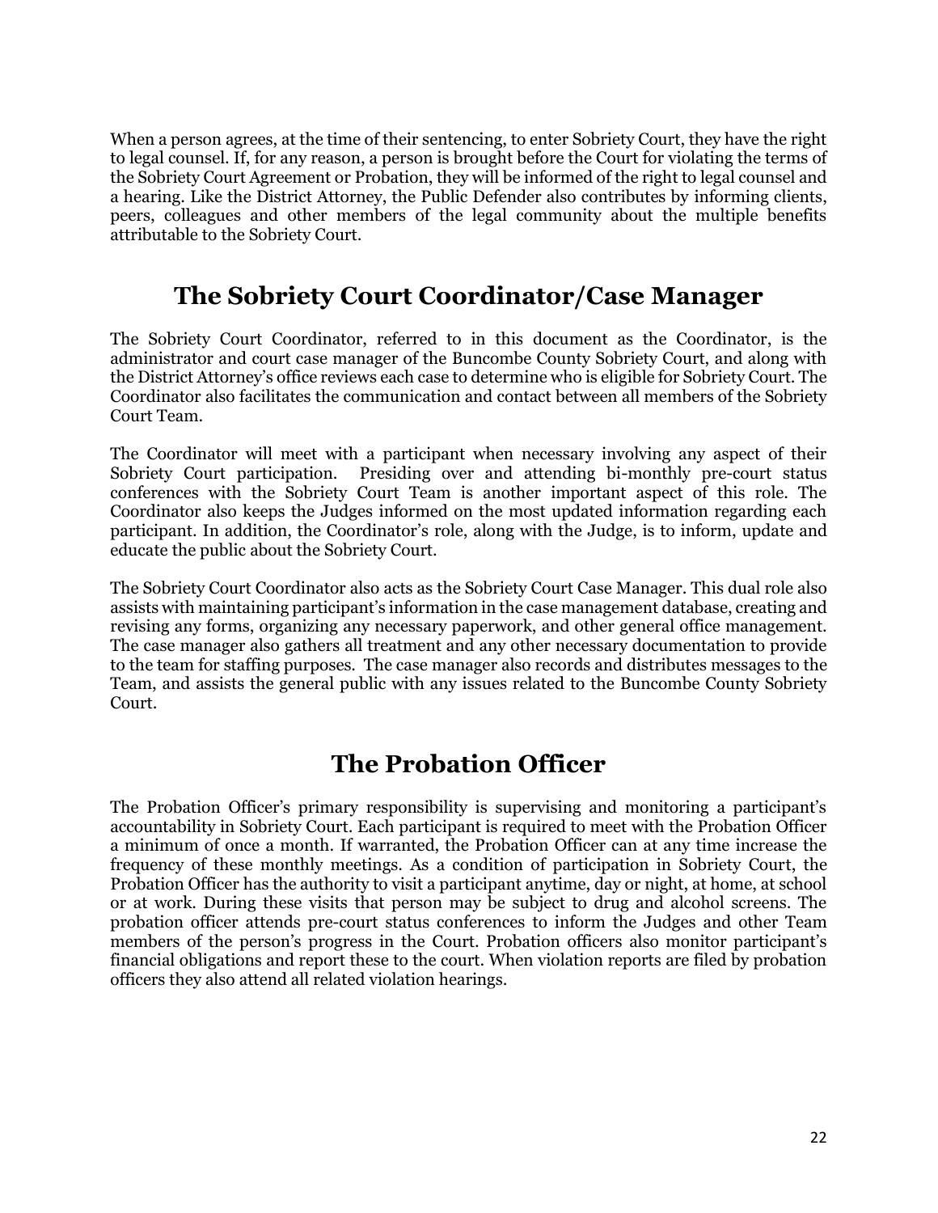When a person agrees, at the time of their sentencing, to enter Sobriety Court, they have the right to legal counsel. If, for any reason, a person is brought before the Court for violating the terms of the Sobriety Court Agreement or Probation, they will be informed of the right to legal counsel and a hearing. Like the District Attorney, the Public Defender also contributes by informing clients, peers, colleagues and other members of the legal community about the multiple benefits attributable to the Sobriety Court.

## The Sobriety Court Coordinator/Case Manager

The Sobriety Court Coordinator, referred to in this document as the Coordinator, is the administrator and court case manager of the Buncombe County Sobriety Court, and along with the District Attorney's office reviews each case to determine who is eligible for Sobriety Court. The Coordinator also facilitates the communication and contact between all members of the Sobriety Court Team.

The Coordinator will meet with a participant when necessary involving any aspect of their Sobriety Court participation. Presiding over and attending bi-monthly pre-court status conferences with the Sobriety Court Team is another important aspect of this role. The Coordinator also keeps the Judges informed on the most updated information regarding each participant. In addition, the Coordinator's role, along with the Judge, is to inform, update and educate the public about the Sobriety Court.

The Sobriety Court Coordinator also acts as the Sobriety Court Case Manager. This dual role also assists with maintaining participant's information in the case management database, creating and revising any forms, organizing any necessary paperwork, and other general office management. The case manager also gathers all treatment and any other necessary documentation to provide to the team for staffing purposes. The case manager also records and distributes messages to the Team, and assists the general public with any issues related to the Buncombe County Sobriety Court.

## The Probation Officer

The Probation Officer's primary responsibility is supervising and monitoring a participant's accountability in Sobriety Court. Each participant is required to meet with the Probation Officer a minimum of once a month. If warranted, the Probation Officer can at any time increase the frequency of these monthly meetings. As a condition of participation in Sobriety Court, the Probation Officer has the authority to visit a participant anytime, day or night, at home, at school or at work. During these visits that person may be subject to drug and alcohol screens. The probation officer attends pre-court status conferences to inform the Judges and other Team members of the person's progress in the Court. Probation officers also monitor participant's financial obligations and report these to the court. When violation reports are filed by probation officers they also attend all related violation hearings.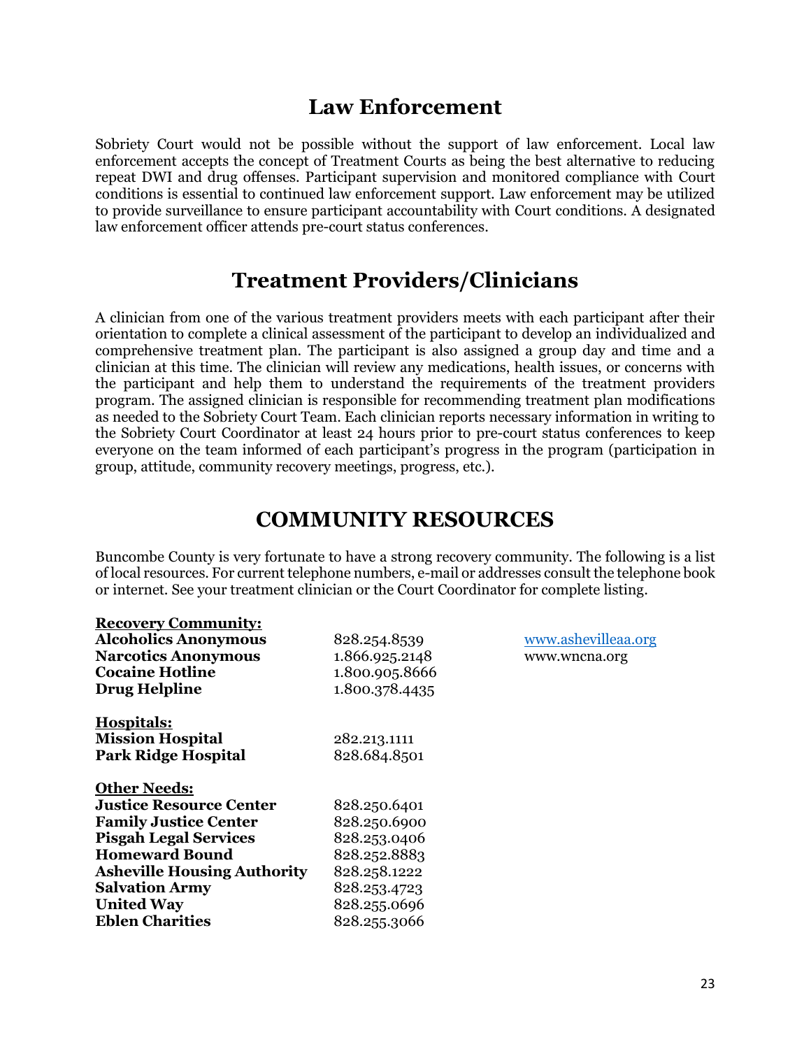# Law Enforcement

Sobriety Court would not be possible without the support of law enforcement. Local law enforcement accepts the concept of Treatment Courts as being the best alternative to reducing repeat DWI and drug offenses. Participant supervision and monitored compliance with Court conditions is essential to continued law enforcement support. Law enforcement may be utilized to provide surveillance to ensure participant accountability with Court conditions. A designated law enforcement officer attends pre-court status conferences.

# Treatment Providers/Clinicians

A clinician from one of the various treatment providers meets with each participant after their orientation to complete a clinical assessment of the participant to develop an individualized and comprehensive treatment plan. The participant is also assigned a group day and time and a clinician at this time. The clinician will review any medications, health issues, or concerns with the participant and help them to understand the requirements of the treatment providers program. The assigned clinician is responsible for recommending treatment plan modifications as needed to the Sobriety Court Team. Each clinician reports necessary information in writing to the Sobriety Court Coordinator at least 24 hours prior to pre-court status conferences to keep everyone on the team informed of each participant's progress in the program (participation in group, attitude, community recovery meetings, progress, etc.).

# COMMUNITY RESOURCES

Buncombe County is very fortunate to have a strong recovery community. The following is a list of local resources. For current telephone numbers, e-mail or addresses consult the telephone book or internet. See your treatment clinician or the Court Coordinator for complete listing.

**Recovery Community:**

| | | |
|---|---|---|
| **Alcoholics Anonymous** | 828.254.8539 | www.ashevilleaa.org |
| **Narcotics Anonymous** | 1.866.925.2148 | www.wncna.org |
| **Cocaine Hotline** | 1.800.905.8666 | |
| **Drug Helpline** | 1.800.378.4435 | |

**Hospitals:**

| | |
|---|---|
| **Mission Hospital** | 282.213.1111 |
| **Park Ridge Hospital** | 828.684.8501 |

**Other Needs:**

| | |
|---|---|
| **Justice Resource Center** | 828.250.6401 |
| **Family Justice Center** | 828.250.6900 |
| **Pisgah Legal Services** | 828.253.0406 |
| **Homeward Bound** | 828.252.8883 |
| **Asheville Housing Authority** | 828.258.1222 |
| **Salvation Army** | 828.253.4723 |
| **United Way** | 828.255.0696 |
| **Eblen Charities** | 828.255.3066 |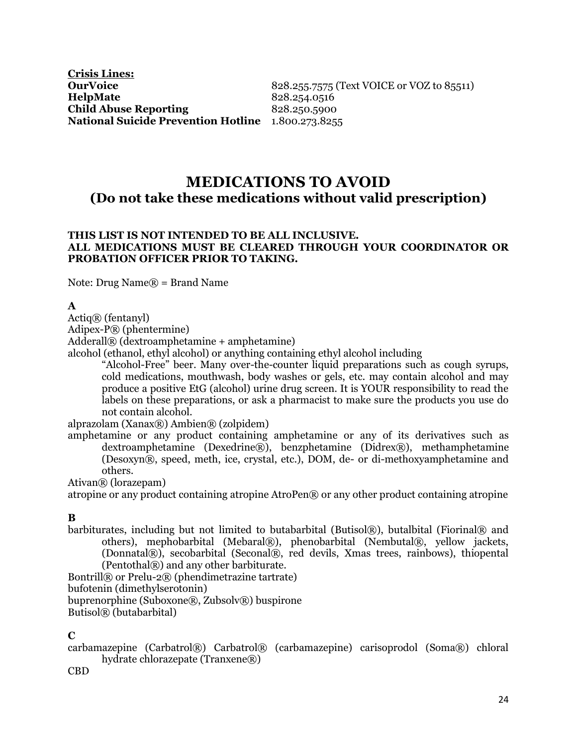**Crisis Lines:**

| | |
|---|---|
| **OurVoice** | 828.255.7575 (Text VOICE or VOZ to 85511) |
| **HelpMate** | 828.254.0516 |
| **Child Abuse Reporting** | 828.250.5900 |
| **National Suicide Prevention Hotline** | 1.800.273.8255 |

# MEDICATIONS TO AVOID
## (Do not take these medications without valid prescription)

**THIS LIST IS NOT INTENDED TO BE ALL INCLUSIVE.**
**ALL MEDICATIONS MUST BE CLEARED THROUGH YOUR COORDINATOR OR PROBATION OFFICER PRIOR TO TAKING.**

Note: Drug Name® = Brand Name

**A**

Actiq® (fentanyl)

Adipex-P® (phentermine)

Adderall® (dextroamphetamine + amphetamine)

alcohol (ethanol, ethyl alcohol) or anything containing ethyl alcohol including
"Alcohol-Free" beer. Many over-the-counter liquid preparations such as cough syrups, cold medications, mouthwash, body washes or gels, etc. may contain alcohol and may produce a positive EtG (alcohol) urine drug screen. It is YOUR responsibility to read the labels on these preparations, or ask a pharmacist to make sure the products you use do not contain alcohol.

alprazolam (Xanax®) Ambien® (zolpidem)

amphetamine or any product containing amphetamine or any of its derivatives such as dextroamphetamine (Dexedrine®), benzphetamine (Didrex®), methamphetamine (Desoxyn®, speed, meth, ice, crystal, etc.), DOM, de- or di-methoxyamphetamine and others.

Ativan® (lorazepam)

atropine or any product containing atropine AtroPen® or any other product containing atropine

**B**

barbiturates, including but not limited to butabarbital (Butisol®), butalbital (Fiorinal® and others), mephobarbital (Mebaral®), phenobarbital (Nembutal®, yellow jackets, (Donnatal®), secobarbital (Seconal®, red devils, Xmas trees, rainbows), thiopental (Pentothal®) and any other barbiturate.

Bontrill® or Prelu-2® (phendimetrazine tartrate)

bufotenin (dimethylserotonin)

buprenorphine (Suboxone®, Zubsolv®) buspirone

Butisol® (butabarbital)

**C**

carbamazepine (Carbatrol®) Carbatrol® (carbamazepine) carisoprodol (Soma®) chloral hydrate chlorazepate (Tranxene®)

CBD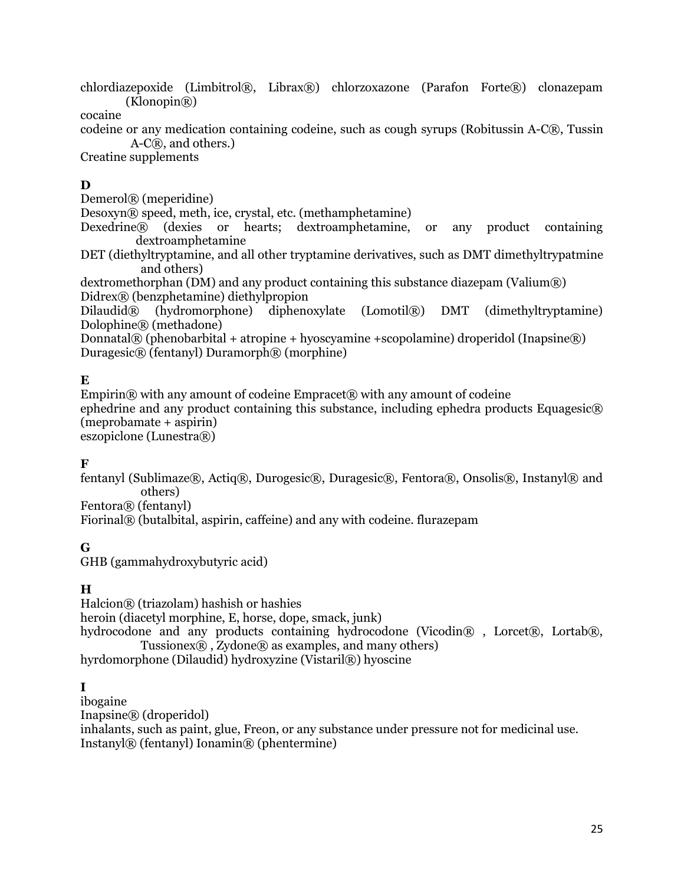chlordiazepoxide (Limbitrol®, Librax®) chlorzoxazone (Parafon Forte®) clonazepam (Klonopin®)
cocaine
codeine or any medication containing codeine, such as cough syrups (Robitussin A-C®, Tussin A-C®, and others.)
Creatine supplements

**D**
Demerol® (meperidine)
Desoxyn® speed, meth, ice, crystal, etc. (methamphetamine)
Dexedrine® (dexies or hearts; dextroamphetamine, or any product containing dextroamphetamine
DET (diethyltryptamine, and all other tryptamine derivatives, such as DMT dimethyltrypatmine and others)
dextromethorphan (DM) and any product containing this substance diazepam (Valium®)
Didrex® (benzphetamine) diethylpropion
Dilaudid® (hydromorphone) diphenoxylate (Lomotil®) DMT (dimethyltryptamine) Dolophine® (methadone)
Donnatal® (phenobarbital + atropine + hyoscyamine +scopolamine) droperidol (Inapsine®)
Duragesic® (fentanyl) Duramorph® (morphine)

**E**
Empirin® with any amount of codeine Empracet® with any amount of codeine
ephedrine and any product containing this substance, including ephedra products Equagesic® (meprobamate + aspirin)
eszopiclone (Lunestra®)

**F**
fentanyl (Sublimaze®, Actiq®, Durogesic®, Duragesic®, Fentora®, Onsolis®, Instanyl® and others)
Fentora® (fentanyl)
Fiorinal® (butalbital, aspirin, caffeine) and any with codeine. flurazepam

**G**
GHB (gammahydroxybutyric acid)

**H**
Halcion® (triazolam) hashish or hashies
heroin (diacetyl morphine, E, horse, dope, smack, junk)
hydrocodone and any products containing hydrocodone (Vicodin® , Lorcet®, Lortab®, Tussionex® , Zydone® as examples, and many others)
hyrdomorphone (Dilaudid) hydroxyzine (Vistaril®) hyoscine

**I**
ibogaine
Inapsine® (droperidol)
inhalants, such as paint, glue, Freon, or any substance under pressure not for medicinal use.
Instanyl® (fentanyl) Ionamin® (phentermine)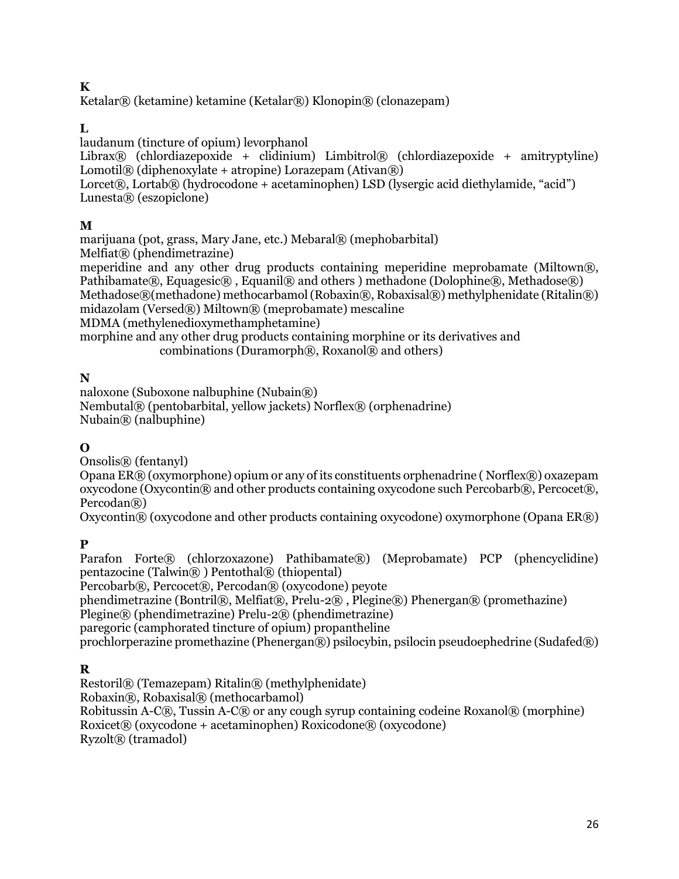**K**

Ketalar® (ketamine) ketamine (Ketalar®) Klonopin® (clonazepam)

**L**

laudanum (tincture of opium) levorphanol
Librax® (chlordiazepoxide + clidinium) Limbitrol® (chlordiazepoxide + amitryptyline) Lomotil® (diphenoxylate + atropine) Lorazepam (Ativan®)
Lorcet®, Lortab® (hydrocodone + acetaminophen) LSD (lysergic acid diethylamide, "acid")
Lunesta® (eszopiclone)

**M**

marijuana (pot, grass, Mary Jane, etc.) Mebaral® (mephobarbital)
Melfiat® (phendimetrazine)
meperidine and any other drug products containing meperidine meprobamate (Miltown®, Pathibamate®, Equagesic® , Equanil® and others ) methadone (Dolophine®, Methadose®) Methadose®(methadone) methocarbamol (Robaxin®, Robaxisal®) methylphenidate (Ritalin®) midazolam (Versed®) Miltown® (meprobamate) mescaline
MDMA (methylenedioxymethamphetamine)
morphine and any other drug products containing morphine or its derivatives and combinations (Duramorph®, Roxanol® and others)

**N**

naloxone (Suboxone nalbuphine (Nubain®)
Nembutal® (pentobarbital, yellow jackets) Norflex® (orphenadrine)
Nubain® (nalbuphine)

**O**

Onsolis® (fentanyl)
Opana ER® (oxymorphone) opium or any of its constituents orphenadrine ( Norflex®) oxazepam oxycodone (Oxycontin® and other products containing oxycodone such Percobarb®, Percocet®, Percodan®)
Oxycontin® (oxycodone and other products containing oxycodone) oxymorphone (Opana ER®)

**P**

Parafon Forte® (chlorzoxazone) Pathibamate®) (Meprobamate) PCP (phencyclidine) pentazocine (Talwin® ) Pentothal® (thiopental)
Percobarb®, Percocet®, Percodan® (oxycodone) peyote
phendimetrazine (Bontril®, Melfiat®, Prelu-2® , Plegine®) Phenergan® (promethazine)
Plegine® (phendimetrazine) Prelu-2® (phendimetrazine)
paregoric (camphorated tincture of opium) propantheline
prochlorperazine promethazine (Phenergan®) psilocybin, psilocin pseudoephedrine (Sudafed®)

**R**

Restoril® (Temazepam) Ritalin® (methylphenidate)
Robaxin®, Robaxisal® (methocarbamol)
Robitussin A-C®, Tussin A-C® or any cough syrup containing codeine Roxanol® (morphine)
Roxicet® (oxycodone + acetaminophen) Roxicodone® (oxycodone)
Ryzolt® (tramadol)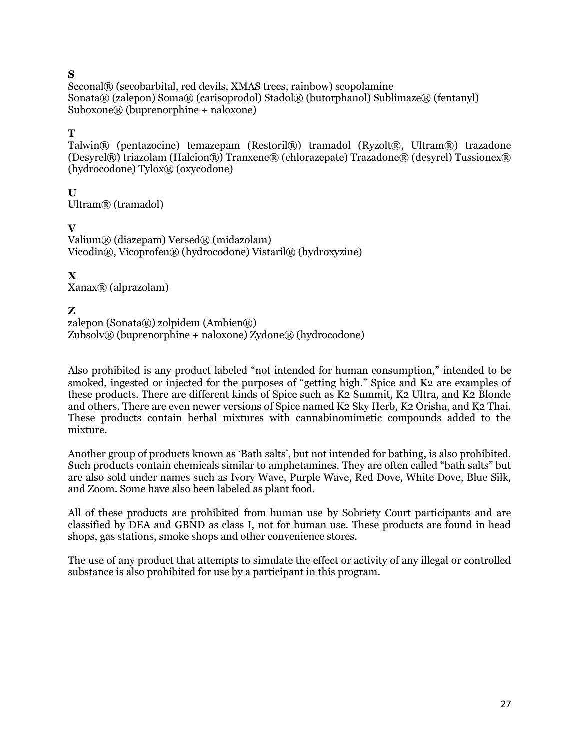**S**

Seconal® (secobarbital, red devils, XMAS trees, rainbow) scopolamine
Sonata® (zalepon) Soma® (carisoprodol) Stadol® (butorphanol) Sublimaze® (fentanyl)
Suboxone® (buprenorphine + naloxone)

**T**

Talwin® (pentazocine) temazepam (Restoril®) tramadol (Ryzolt®, Ultram®) trazadone (Desyrel®) triazolam (Halcion®) Tranxene® (chlorazepate) Trazadone® (desyrel) Tussionex® (hydrocodone) Tylox® (oxycodone)

**U**

Ultram® (tramadol)

**V**

Valium® (diazepam) Versed® (midazolam)
Vicodin®, Vicoprofen® (hydrocodone) Vistaril® (hydroxyzine)

**X**

Xanax® (alprazolam)

**Z**

zalepon (Sonata®) zolpidem (Ambien®)
Zubsolv® (buprenorphine + naloxone) Zydone® (hydrocodone)

Also prohibited is any product labeled "not intended for human consumption," intended to be smoked, ingested or injected for the purposes of "getting high." Spice and K2 are examples of these products. There are different kinds of Spice such as K2 Summit, K2 Ultra, and K2 Blonde and others. There are even newer versions of Spice named K2 Sky Herb, K2 Orisha, and K2 Thai. These products contain herbal mixtures with cannabinomimetic compounds added to the mixture.

Another group of products known as 'Bath salts', but not intended for bathing, is also prohibited. Such products contain chemicals similar to amphetamines. They are often called "bath salts" but are also sold under names such as Ivory Wave, Purple Wave, Red Dove, White Dove, Blue Silk, and Zoom. Some have also been labeled as plant food.

All of these products are prohibited from human use by Sobriety Court participants and are classified by DEA and GBND as class I, not for human use. These products are found in head shops, gas stations, smoke shops and other convenience stores.

The use of any product that attempts to simulate the effect or activity of any illegal or controlled substance is also prohibited for use by a participant in this program.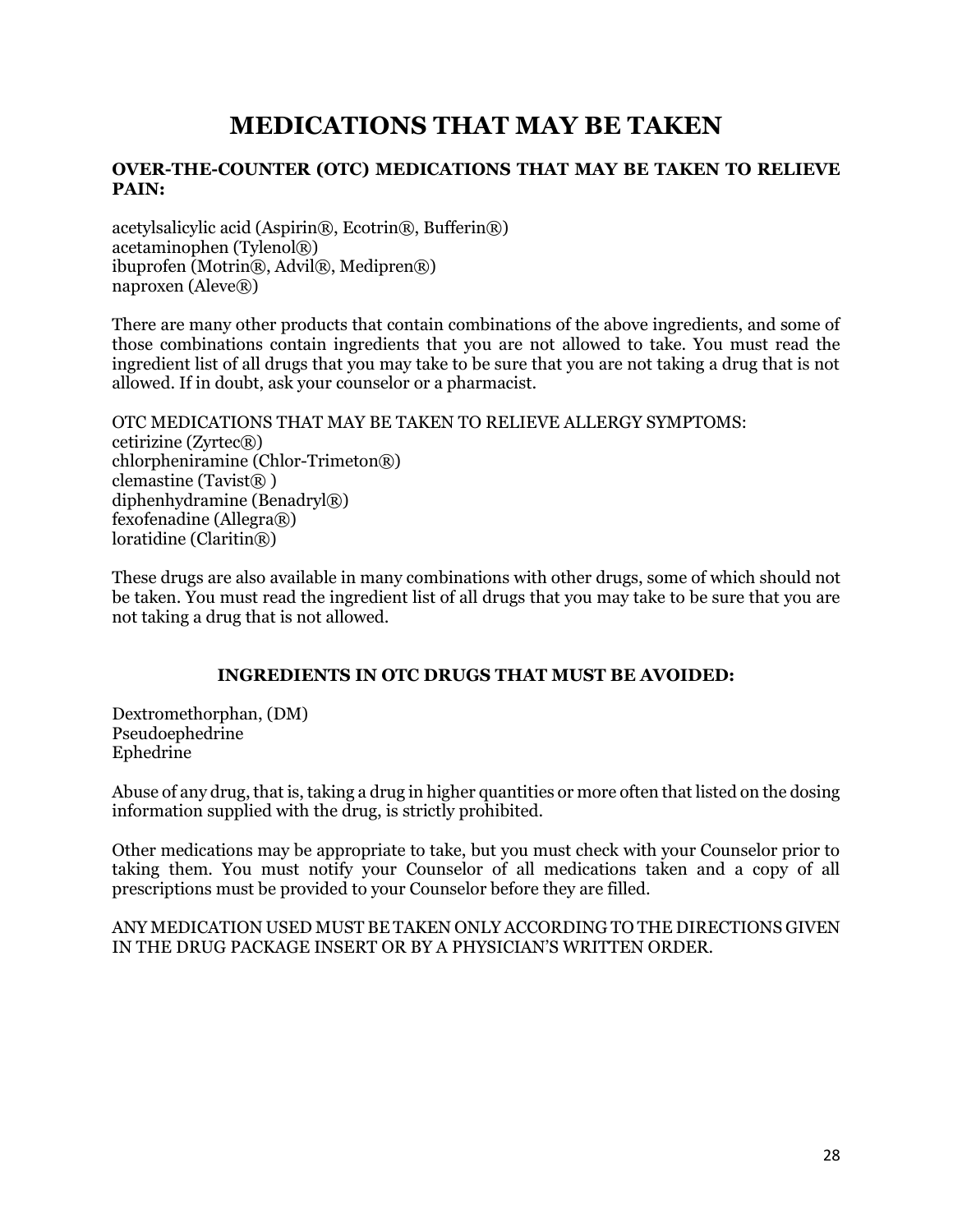# MEDICATIONS THAT MAY BE TAKEN

**OVER-THE-COUNTER (OTC) MEDICATIONS THAT MAY BE TAKEN TO RELIEVE PAIN:**

acetylsalicylic acid (Aspirin®, Ecotrin®, Bufferin®)
acetaminophen (Tylenol®)
ibuprofen (Motrin®, Advil®, Medipren®)
naproxen (Aleve®)

There are many other products that contain combinations of the above ingredients, and some of those combinations contain ingredients that you are not allowed to take. You must read the ingredient list of all drugs that you may take to be sure that you are not taking a drug that is not allowed. If in doubt, ask your counselor or a pharmacist.

OTC MEDICATIONS THAT MAY BE TAKEN TO RELIEVE ALLERGY SYMPTOMS:
cetirizine (Zyrtec®)
chlorpheniramine (Chlor-Trimeton®)
clemastine (Tavist® )
diphenhydramine (Benadryl®)
fexofenadine (Allegra®)
loratidine (Claritin®)

These drugs are also available in many combinations with other drugs, some of which should not be taken. You must read the ingredient list of all drugs that you may take to be sure that you are not taking a drug that is not allowed.

**INGREDIENTS IN OTC DRUGS THAT MUST BE AVOIDED:**

Dextromethorphan, (DM)
Pseudoephedrine
Ephedrine

Abuse of any drug, that is, taking a drug in higher quantities or more often that listed on the dosing information supplied with the drug, is strictly prohibited.

Other medications may be appropriate to take, but you must check with your Counselor prior to taking them. You must notify your Counselor of all medications taken and a copy of all prescriptions must be provided to your Counselor before they are filled.

ANY MEDICATION USED MUST BE TAKEN ONLY ACCORDING TO THE DIRECTIONS GIVEN IN THE DRUG PACKAGE INSERT OR BY A PHYSICIAN'S WRITTEN ORDER.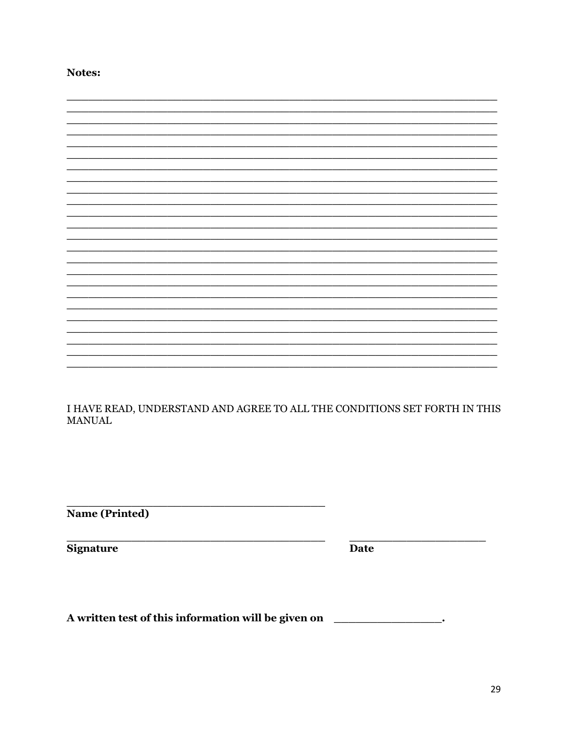**Notes:**

______________________________________________________________________
______________________________________________________________________
______________________________________________________________________
______________________________________________________________________
______________________________________________________________________
______________________________________________________________________
______________________________________________________________________
______________________________________________________________________
______________________________________________________________________
______________________________________________________________________
______________________________________________________________________
______________________________________________________________________
______________________________________________________________________
______________________________________________________________________
______________________________________________________________________
______________________________________________________________________
______________________________________________________________________
______________________________________________________________________
______________________________________________________________________
______________________________________________________________________
______________________________________________________________________
______________________________________________________________________
______________________________________________________________________

I HAVE READ, UNDERSTAND AND AGREE TO ALL THE CONDITIONS SET FORTH IN THIS MANUAL

________________________________________
**Name (Printed)**

________________________________________ ____________________
**Signature** **Date**

**A written test of this information will be given on ________________.**